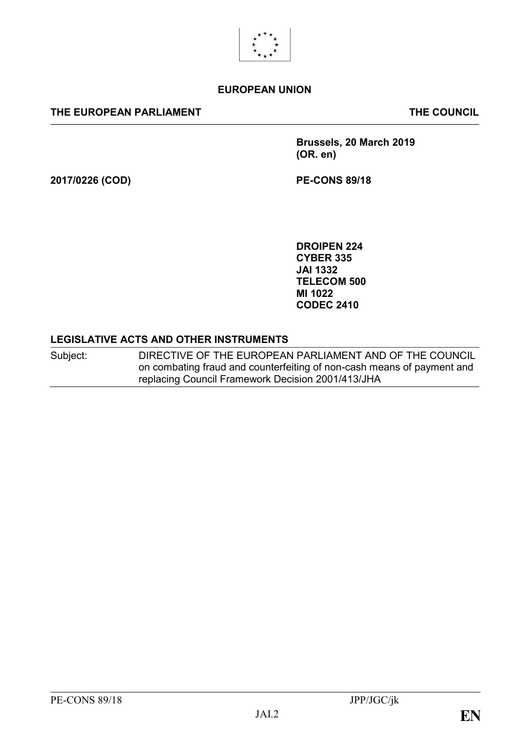**EUROPEAN UNION**

**THE EUROPEAN PARLIAMENT** **THE COUNCIL**

**Brussels, 20 March 2019**
**(OR. en)**

**2017/0226 (COD)** **PE-CONS 89/18**

**DROIPEN 224**
**CYBER 335**
**JAI 1332**
**TELECOM 500**
**MI 1022**
**CODEC 2410**

**LEGISLATIVE ACTS AND OTHER INSTRUMENTS**

| Subject: | DIRECTIVE OF THE EUROPEAN PARLIAMENT AND OF THE COUNCIL on combating fraud and counterfeiting of non-cash means of payment and replacing Council Framework Decision 2001/413/JHA |
|---|---|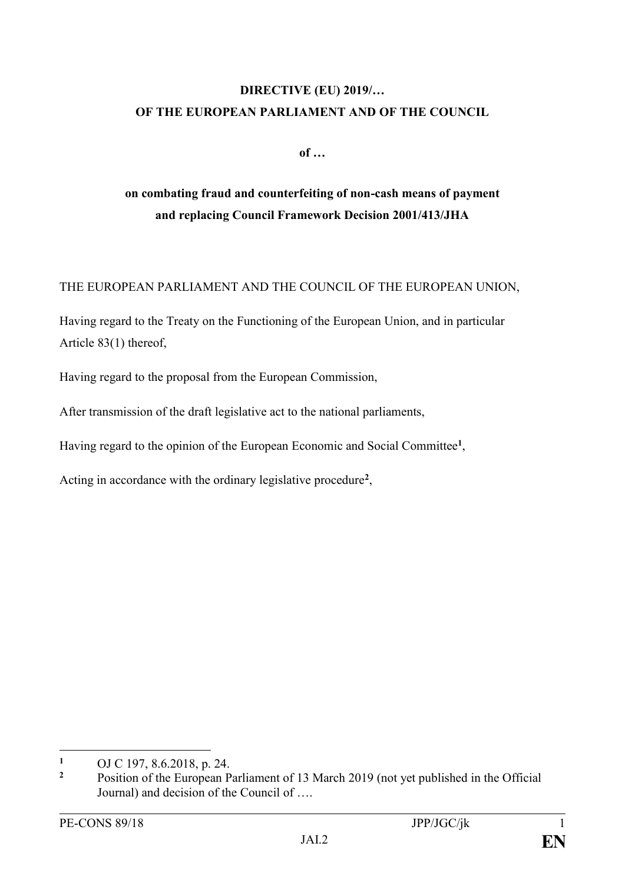# DIRECTIVE (EU) 2019/…
# OF THE EUROPEAN PARLIAMENT AND OF THE COUNCIL

**of …**

## on combating fraud and counterfeiting of non-cash means of payment and replacing Council Framework Decision 2001/413/JHA

THE EUROPEAN PARLIAMENT AND THE COUNCIL OF THE EUROPEAN UNION,

Having regard to the Treaty on the Functioning of the European Union, and in particular Article 83(1) thereof,

Having regard to the proposal from the European Commission,

After transmission of the draft legislative act to the national parliaments,

Having regard to the opinion of the European Economic and Social Committee[1],

Acting in accordance with the ordinary legislative procedure[2],

---

[1] OJ C 197, 8.6.2018, p. 24.

[2] Position of the European Parliament of 13 March 2019 (not yet published in the Official Journal) and decision of the Council of ….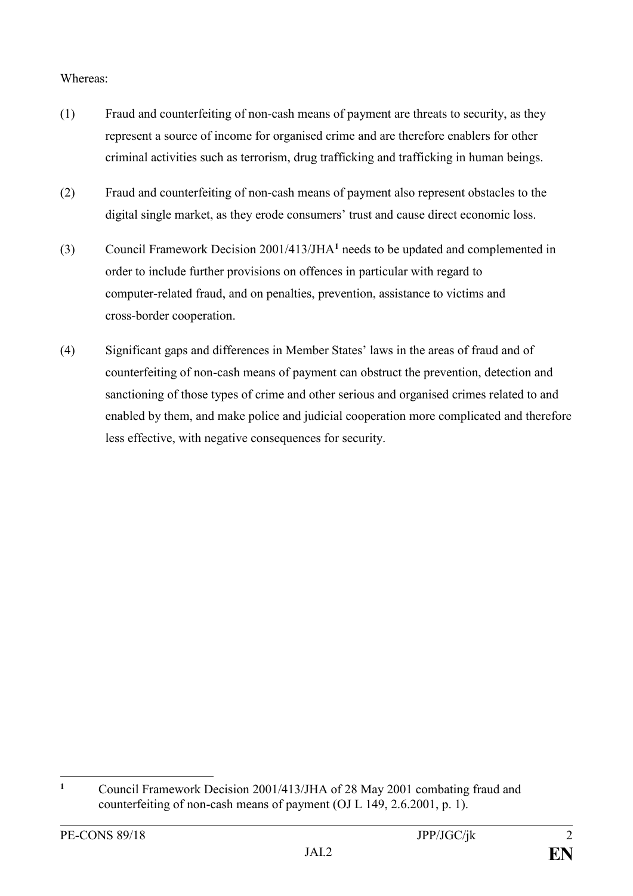Whereas:

(1) Fraud and counterfeiting of non-cash means of payment are threats to security, as they represent a source of income for organised crime and are therefore enablers for other criminal activities such as terrorism, drug trafficking and trafficking in human beings.

(2) Fraud and counterfeiting of non-cash means of payment also represent obstacles to the digital single market, as they erode consumers' trust and cause direct economic loss.

(3) Council Framework Decision 2001/413/JHA[1] needs to be updated and complemented in order to include further provisions on offences in particular with regard to computer-related fraud, and on penalties, prevention, assistance to victims and cross-border cooperation.

(4) Significant gaps and differences in Member States' laws in the areas of fraud and of counterfeiting of non-cash means of payment can obstruct the prevention, detection and sanctioning of those types of crime and other serious and organised crimes related to and enabled by them, and make police and judicial cooperation more complicated and therefore less effective, with negative consequences for security.

---

[1] Council Framework Decision 2001/413/JHA of 28 May 2001 combating fraud and counterfeiting of non-cash means of payment (OJ L 149, 2.6.2001, p. 1).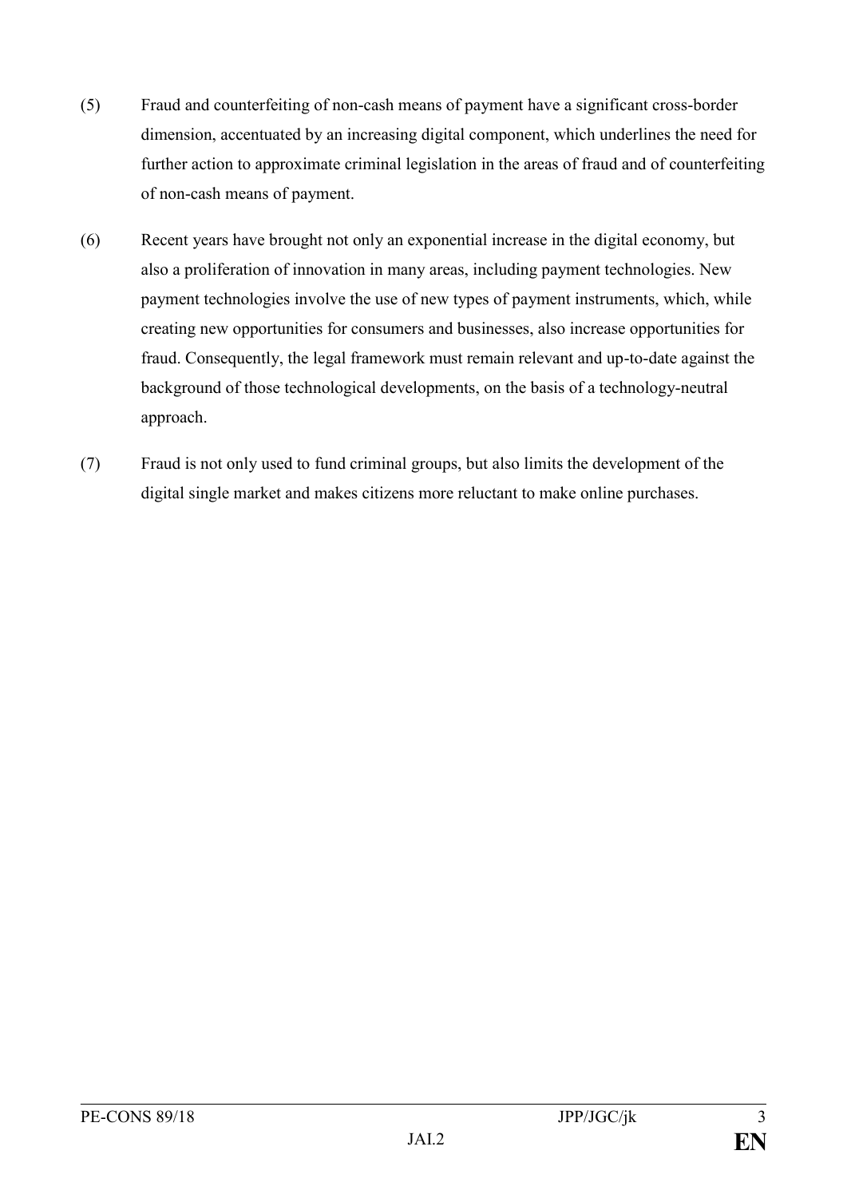(5) Fraud and counterfeiting of non-cash means of payment have a significant cross-border dimension, accentuated by an increasing digital component, which underlines the need for further action to approximate criminal legislation in the areas of fraud and of counterfeiting of non-cash means of payment.

(6) Recent years have brought not only an exponential increase in the digital economy, but also a proliferation of innovation in many areas, including payment technologies. New payment technologies involve the use of new types of payment instruments, which, while creating new opportunities for consumers and businesses, also increase opportunities for fraud. Consequently, the legal framework must remain relevant and up-to-date against the background of those technological developments, on the basis of a technology-neutral approach.

(7) Fraud is not only used to fund criminal groups, but also limits the development of the digital single market and makes citizens more reluctant to make online purchases.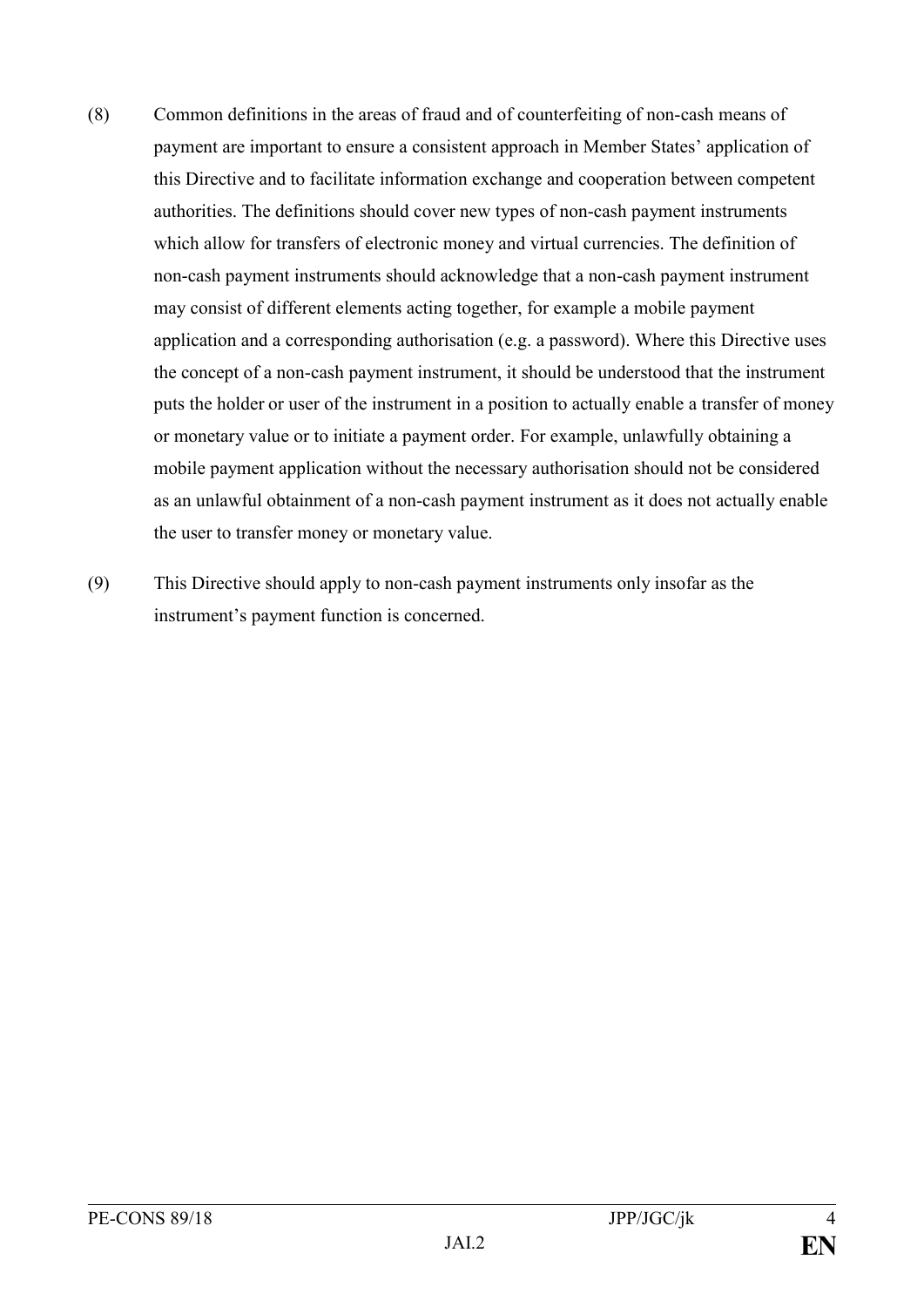(8) Common definitions in the areas of fraud and of counterfeiting of non-cash means of payment are important to ensure a consistent approach in Member States' application of this Directive and to facilitate information exchange and cooperation between competent authorities. The definitions should cover new types of non-cash payment instruments which allow for transfers of electronic money and virtual currencies. The definition of non-cash payment instruments should acknowledge that a non-cash payment instrument may consist of different elements acting together, for example a mobile payment application and a corresponding authorisation (e.g. a password). Where this Directive uses the concept of a non-cash payment instrument, it should be understood that the instrument puts the holder or user of the instrument in a position to actually enable a transfer of money or monetary value or to initiate a payment order. For example, unlawfully obtaining a mobile payment application without the necessary authorisation should not be considered as an unlawful obtainment of a non-cash payment instrument as it does not actually enable the user to transfer money or monetary value.

(9) This Directive should apply to non-cash payment instruments only insofar as the instrument's payment function is concerned.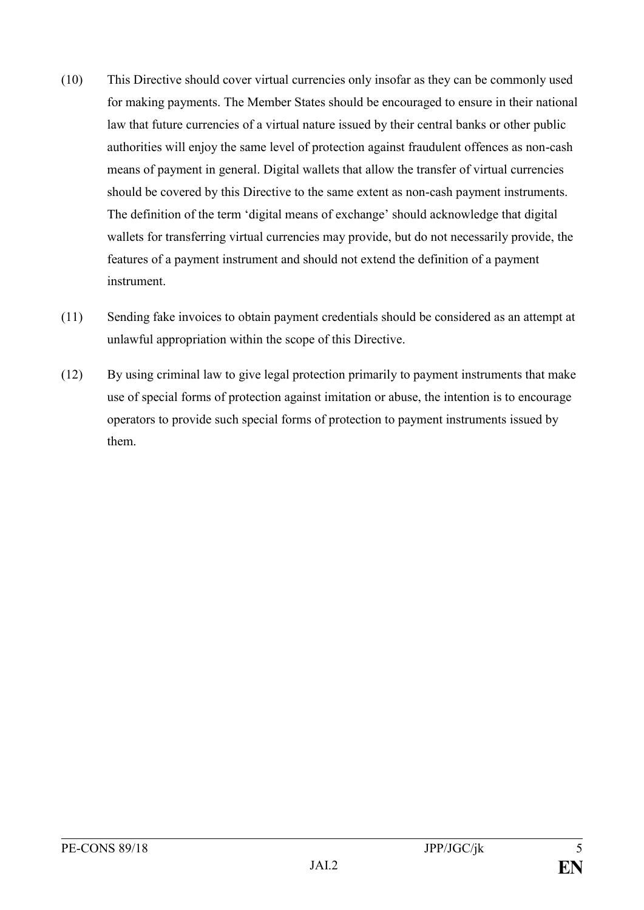(10) This Directive should cover virtual currencies only insofar as they can be commonly used for making payments. The Member States should be encouraged to ensure in their national law that future currencies of a virtual nature issued by their central banks or other public authorities will enjoy the same level of protection against fraudulent offences as non-cash means of payment in general. Digital wallets that allow the transfer of virtual currencies should be covered by this Directive to the same extent as non-cash payment instruments. The definition of the term 'digital means of exchange' should acknowledge that digital wallets for transferring virtual currencies may provide, but do not necessarily provide, the features of a payment instrument and should not extend the definition of a payment instrument.

(11) Sending fake invoices to obtain payment credentials should be considered as an attempt at unlawful appropriation within the scope of this Directive.

(12) By using criminal law to give legal protection primarily to payment instruments that make use of special forms of protection against imitation or abuse, the intention is to encourage operators to provide such special forms of protection to payment instruments issued by them.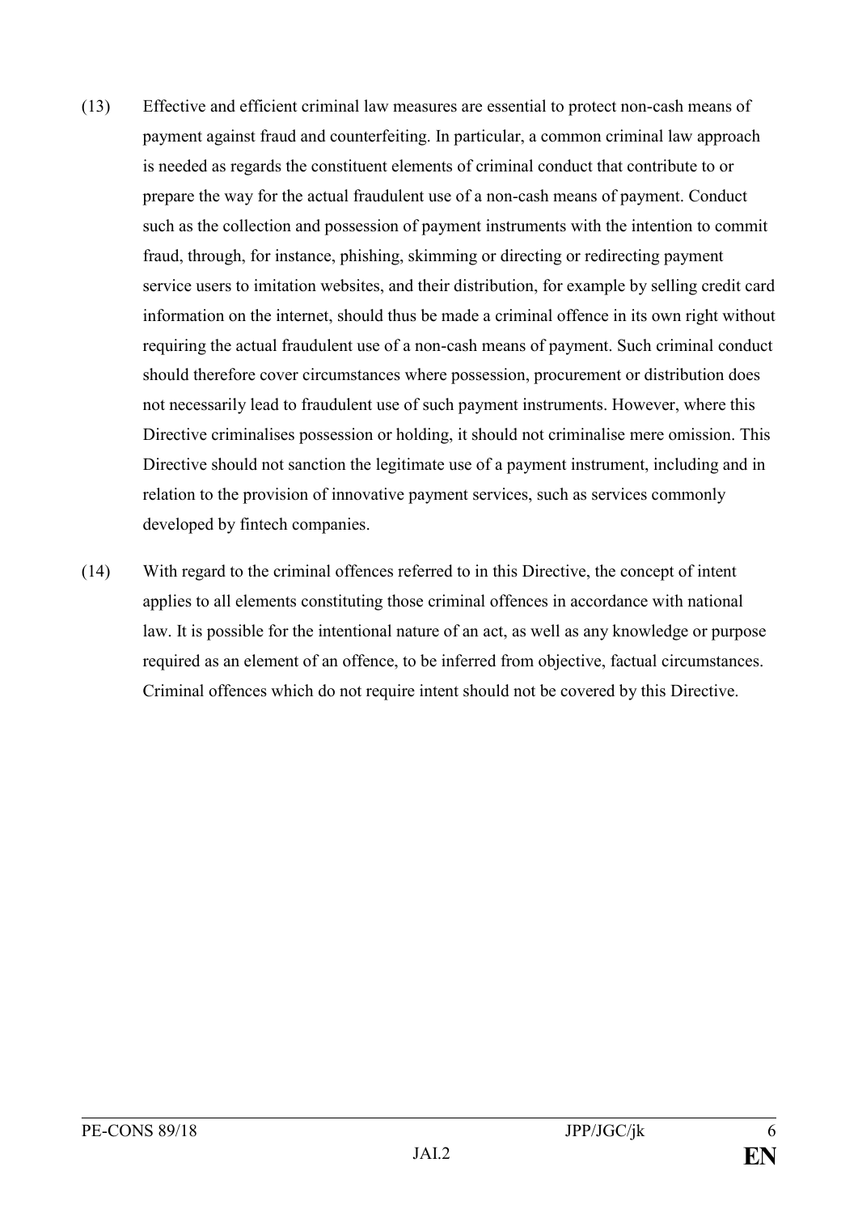(13) Effective and efficient criminal law measures are essential to protect non-cash means of payment against fraud and counterfeiting. In particular, a common criminal law approach is needed as regards the constituent elements of criminal conduct that contribute to or prepare the way for the actual fraudulent use of a non-cash means of payment. Conduct such as the collection and possession of payment instruments with the intention to commit fraud, through, for instance, phishing, skimming or directing or redirecting payment service users to imitation websites, and their distribution, for example by selling credit card information on the internet, should thus be made a criminal offence in its own right without requiring the actual fraudulent use of a non-cash means of payment. Such criminal conduct should therefore cover circumstances where possession, procurement or distribution does not necessarily lead to fraudulent use of such payment instruments. However, where this Directive criminalises possession or holding, it should not criminalise mere omission. This Directive should not sanction the legitimate use of a payment instrument, including and in relation to the provision of innovative payment services, such as services commonly developed by fintech companies.

(14) With regard to the criminal offences referred to in this Directive, the concept of intent applies to all elements constituting those criminal offences in accordance with national law. It is possible for the intentional nature of an act, as well as any knowledge or purpose required as an element of an offence, to be inferred from objective, factual circumstances. Criminal offences which do not require intent should not be covered by this Directive.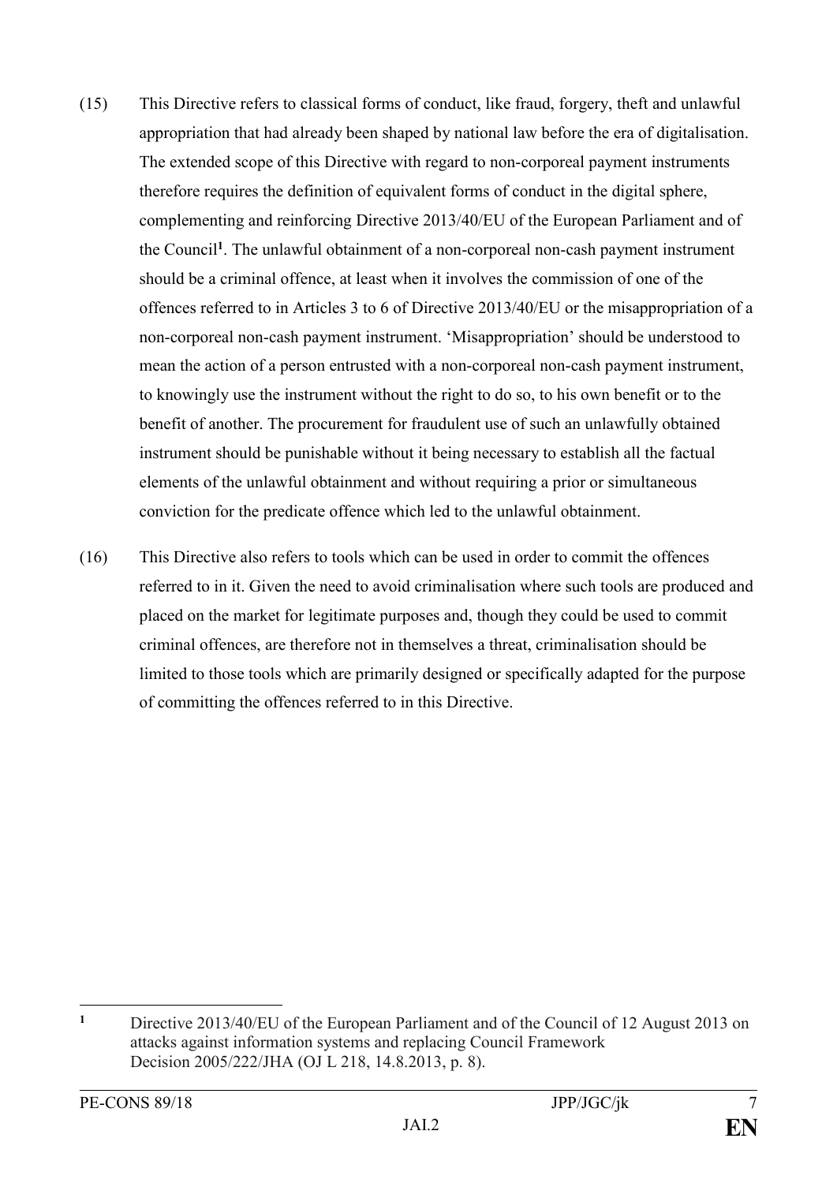(15) This Directive refers to classical forms of conduct, like fraud, forgery, theft and unlawful appropriation that had already been shaped by national law before the era of digitalisation. The extended scope of this Directive with regard to non-corporeal payment instruments therefore requires the definition of equivalent forms of conduct in the digital sphere, complementing and reinforcing Directive 2013/40/EU of the European Parliament and of the Council[1]. The unlawful obtainment of a non-corporeal non-cash payment instrument should be a criminal offence, at least when it involves the commission of one of the offences referred to in Articles 3 to 6 of Directive 2013/40/EU or the misappropriation of a non-corporeal non-cash payment instrument. 'Misappropriation' should be understood to mean the action of a person entrusted with a non-corporeal non-cash payment instrument, to knowingly use the instrument without the right to do so, to his own benefit or to the benefit of another. The procurement for fraudulent use of such an unlawfully obtained instrument should be punishable without it being necessary to establish all the factual elements of the unlawful obtainment and without requiring a prior or simultaneous conviction for the predicate offence which led to the unlawful obtainment.

(16) This Directive also refers to tools which can be used in order to commit the offences referred to in it. Given the need to avoid criminalisation where such tools are produced and placed on the market for legitimate purposes and, though they could be used to commit criminal offences, are therefore not in themselves a threat, criminalisation should be limited to those tools which are primarily designed or specifically adapted for the purpose of committing the offences referred to in this Directive.

---

[1] Directive 2013/40/EU of the European Parliament and of the Council of 12 August 2013 on attacks against information systems and replacing Council Framework Decision 2005/222/JHA (OJ L 218, 14.8.2013, p. 8).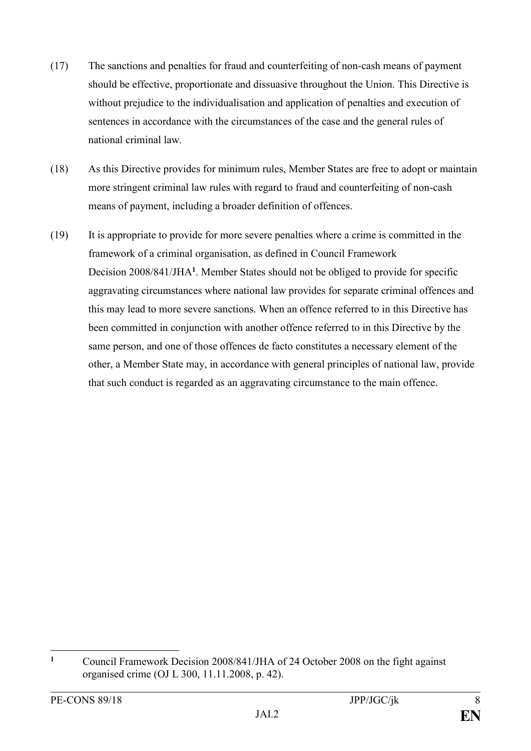(17) The sanctions and penalties for fraud and counterfeiting of non-cash means of payment should be effective, proportionate and dissuasive throughout the Union. This Directive is without prejudice to the individualisation and application of penalties and execution of sentences in accordance with the circumstances of the case and the general rules of national criminal law.

(18) As this Directive provides for minimum rules, Member States are free to adopt or maintain more stringent criminal law rules with regard to fraud and counterfeiting of non-cash means of payment, including a broader definition of offences.

(19) It is appropriate to provide for more severe penalties where a crime is committed in the framework of a criminal organisation, as defined in Council Framework Decision 2008/841/JHA[1]. Member States should not be obliged to provide for specific aggravating circumstances where national law provides for separate criminal offences and this may lead to more severe sanctions. When an offence referred to in this Directive has been committed in conjunction with another offence referred to in this Directive by the same person, and one of those offences de facto constitutes a necessary element of the other, a Member State may, in accordance with general principles of national law, provide that such conduct is regarded as an aggravating circumstance to the main offence.

---

[1] Council Framework Decision 2008/841/JHA of 24 October 2008 on the fight against organised crime (OJ L 300, 11.11.2008, p. 42).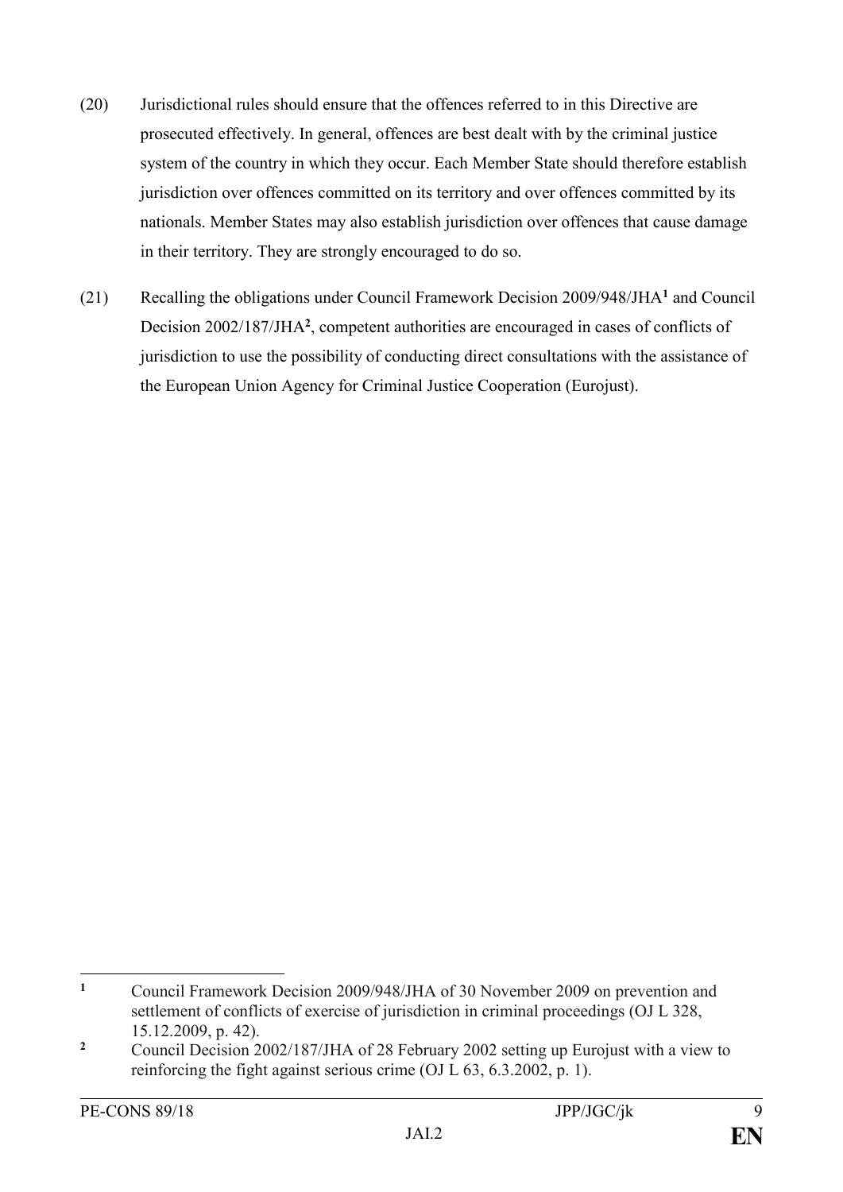(20) Jurisdictional rules should ensure that the offences referred to in this Directive are prosecuted effectively. In general, offences are best dealt with by the criminal justice system of the country in which they occur. Each Member State should therefore establish jurisdiction over offences committed on its territory and over offences committed by its nationals. Member States may also establish jurisdiction over offences that cause damage in their territory. They are strongly encouraged to do so.

(21) Recalling the obligations under Council Framework Decision 2009/948/JHA[1] and Council Decision 2002/187/JHA[2], competent authorities are encouraged in cases of conflicts of jurisdiction to use the possibility of conducting direct consultations with the assistance of the European Union Agency for Criminal Justice Cooperation (Eurojust).

---

[1] Council Framework Decision 2009/948/JHA of 30 November 2009 on prevention and settlement of conflicts of exercise of jurisdiction in criminal proceedings (OJ L 328, 15.12.2009, p. 42).

[2] Council Decision 2002/187/JHA of 28 February 2002 setting up Eurojust with a view to reinforcing the fight against serious crime (OJ L 63, 6.3.2002, p. 1).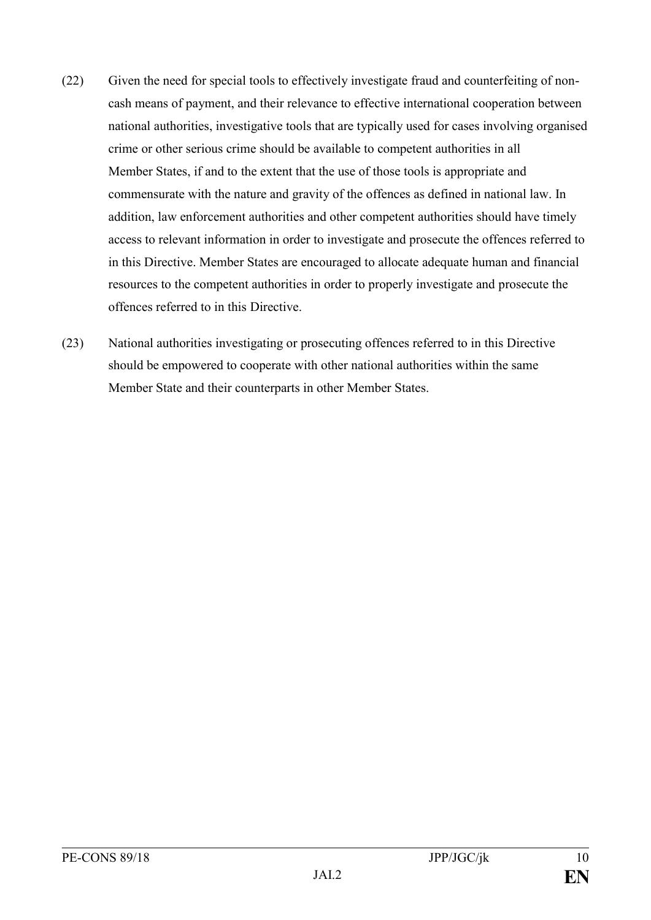(22) Given the need for special tools to effectively investigate fraud and counterfeiting of non-cash means of payment, and their relevance to effective international cooperation between national authorities, investigative tools that are typically used for cases involving organised crime or other serious crime should be available to competent authorities in all Member States, if and to the extent that the use of those tools is appropriate and commensurate with the nature and gravity of the offences as defined in national law. In addition, law enforcement authorities and other competent authorities should have timely access to relevant information in order to investigate and prosecute the offences referred to in this Directive. Member States are encouraged to allocate adequate human and financial resources to the competent authorities in order to properly investigate and prosecute the offences referred to in this Directive.

(23) National authorities investigating or prosecuting offences referred to in this Directive should be empowered to cooperate with other national authorities within the same Member State and their counterparts in other Member States.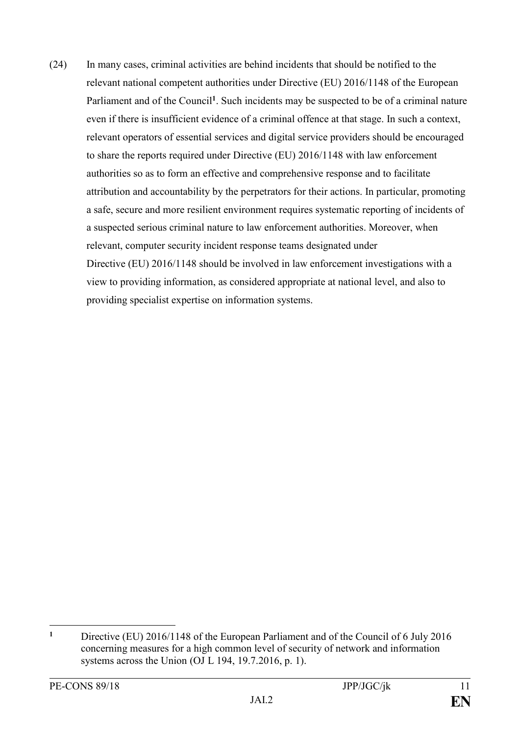(24) In many cases, criminal activities are behind incidents that should be notified to the relevant national competent authorities under Directive (EU) 2016/1148 of the European Parliament and of the Council[1]. Such incidents may be suspected to be of a criminal nature even if there is insufficient evidence of a criminal offence at that stage. In such a context, relevant operators of essential services and digital service providers should be encouraged to share the reports required under Directive (EU) 2016/1148 with law enforcement authorities so as to form an effective and comprehensive response and to facilitate attribution and accountability by the perpetrators for their actions. In particular, promoting a safe, secure and more resilient environment requires systematic reporting of incidents of a suspected serious criminal nature to law enforcement authorities. Moreover, when relevant, computer security incident response teams designated under Directive (EU) 2016/1148 should be involved in law enforcement investigations with a view to providing information, as considered appropriate at national level, and also to providing specialist expertise on information systems.

---

[1] Directive (EU) 2016/1148 of the European Parliament and of the Council of 6 July 2016 concerning measures for a high common level of security of network and information systems across the Union (OJ L 194, 19.7.2016, p. 1).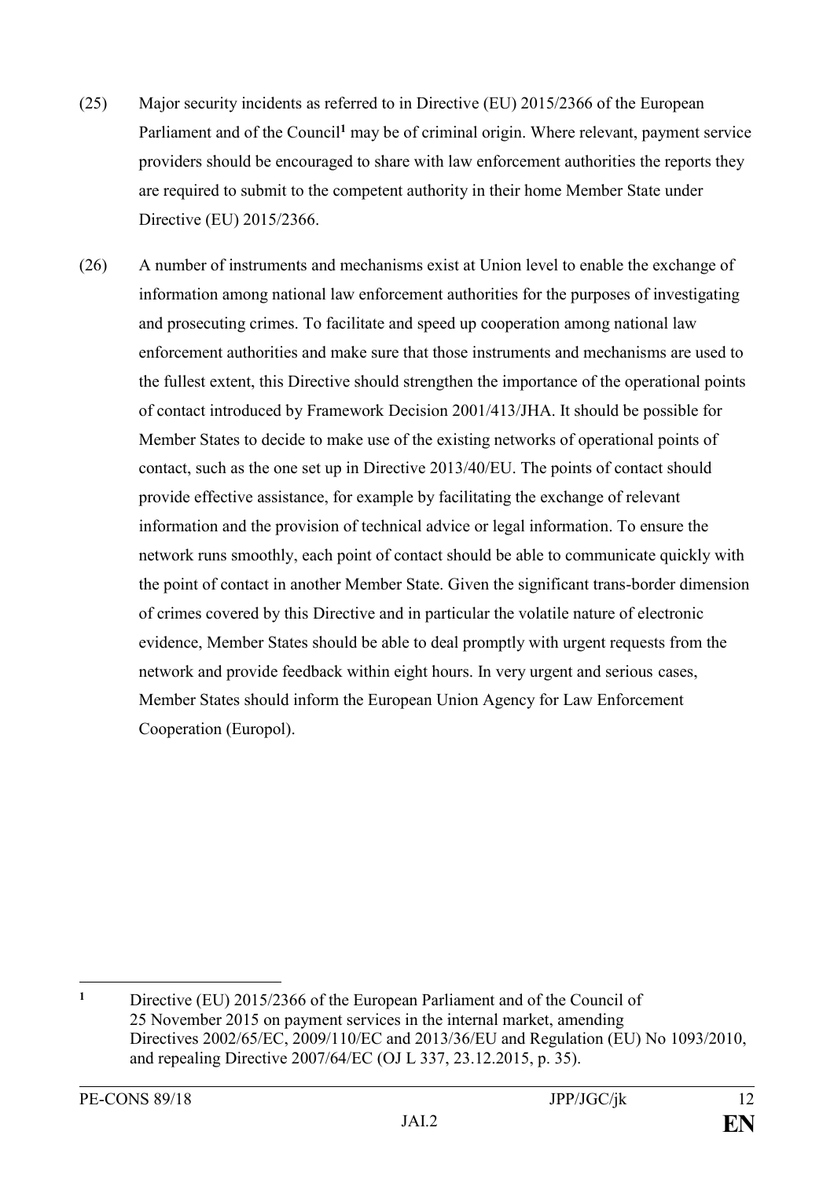(25) Major security incidents as referred to in Directive (EU) 2015/2366 of the European Parliament and of the Council[1] may be of criminal origin. Where relevant, payment service providers should be encouraged to share with law enforcement authorities the reports they are required to submit to the competent authority in their home Member State under Directive (EU) 2015/2366.

(26) A number of instruments and mechanisms exist at Union level to enable the exchange of information among national law enforcement authorities for the purposes of investigating and prosecuting crimes. To facilitate and speed up cooperation among national law enforcement authorities and make sure that those instruments and mechanisms are used to the fullest extent, this Directive should strengthen the importance of the operational points of contact introduced by Framework Decision 2001/413/JHA. It should be possible for Member States to decide to make use of the existing networks of operational points of contact, such as the one set up in Directive 2013/40/EU. The points of contact should provide effective assistance, for example by facilitating the exchange of relevant information and the provision of technical advice or legal information. To ensure the network runs smoothly, each point of contact should be able to communicate quickly with the point of contact in another Member State. Given the significant trans-border dimension of crimes covered by this Directive and in particular the volatile nature of electronic evidence, Member States should be able to deal promptly with urgent requests from the network and provide feedback within eight hours. In very urgent and serious cases, Member States should inform the European Union Agency for Law Enforcement Cooperation (Europol).

---

[1] Directive (EU) 2015/2366 of the European Parliament and of the Council of 25 November 2015 on payment services in the internal market, amending Directives 2002/65/EC, 2009/110/EC and 2013/36/EU and Regulation (EU) No 1093/2010, and repealing Directive 2007/64/EC (OJ L 337, 23.12.2015, p. 35).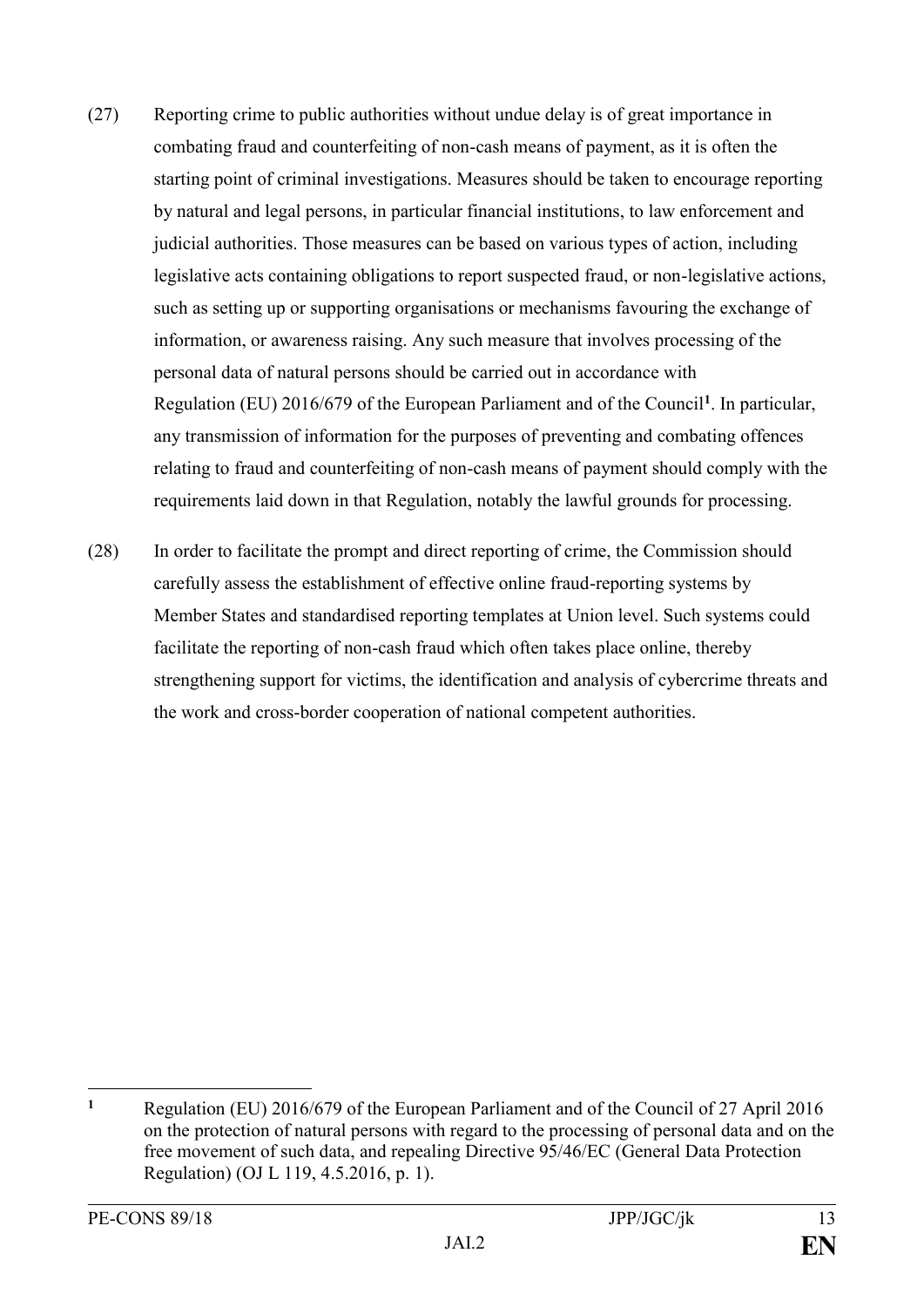(27) Reporting crime to public authorities without undue delay is of great importance in combating fraud and counterfeiting of non-cash means of payment, as it is often the starting point of criminal investigations. Measures should be taken to encourage reporting by natural and legal persons, in particular financial institutions, to law enforcement and judicial authorities. Those measures can be based on various types of action, including legislative acts containing obligations to report suspected fraud, or non-legislative actions, such as setting up or supporting organisations or mechanisms favouring the exchange of information, or awareness raising. Any such measure that involves processing of the personal data of natural persons should be carried out in accordance with Regulation (EU) 2016/679 of the European Parliament and of the Council[1]. In particular, any transmission of information for the purposes of preventing and combating offences relating to fraud and counterfeiting of non-cash means of payment should comply with the requirements laid down in that Regulation, notably the lawful grounds for processing.

(28) In order to facilitate the prompt and direct reporting of crime, the Commission should carefully assess the establishment of effective online fraud-reporting systems by Member States and standardised reporting templates at Union level. Such systems could facilitate the reporting of non-cash fraud which often takes place online, thereby strengthening support for victims, the identification and analysis of cybercrime threats and the work and cross-border cooperation of national competent authorities.

---

[1] Regulation (EU) 2016/679 of the European Parliament and of the Council of 27 April 2016 on the protection of natural persons with regard to the processing of personal data and on the free movement of such data, and repealing Directive 95/46/EC (General Data Protection Regulation) (OJ L 119, 4.5.2016, p. 1).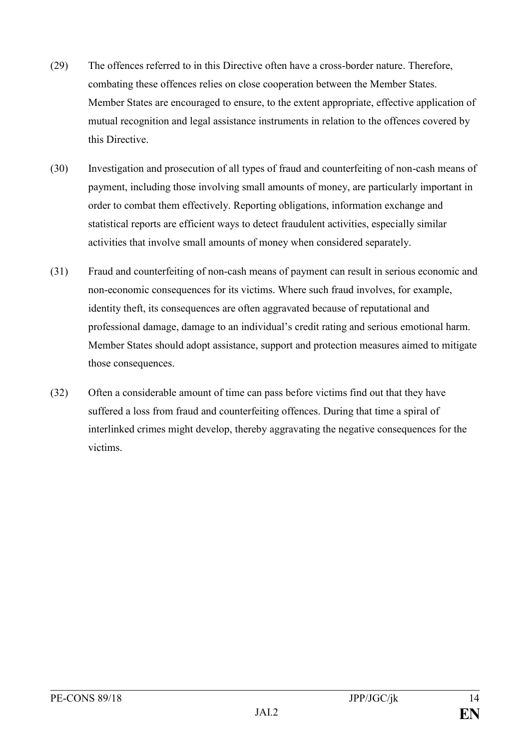(29) The offences referred to in this Directive often have a cross-border nature. Therefore, combating these offences relies on close cooperation between the Member States. Member States are encouraged to ensure, to the extent appropriate, effective application of mutual recognition and legal assistance instruments in relation to the offences covered by this Directive.

(30) Investigation and prosecution of all types of fraud and counterfeiting of non-cash means of payment, including those involving small amounts of money, are particularly important in order to combat them effectively. Reporting obligations, information exchange and statistical reports are efficient ways to detect fraudulent activities, especially similar activities that involve small amounts of money when considered separately.

(31) Fraud and counterfeiting of non-cash means of payment can result in serious economic and non-economic consequences for its victims. Where such fraud involves, for example, identity theft, its consequences are often aggravated because of reputational and professional damage, damage to an individual's credit rating and serious emotional harm. Member States should adopt assistance, support and protection measures aimed to mitigate those consequences.

(32) Often a considerable amount of time can pass before victims find out that they have suffered a loss from fraud and counterfeiting offences. During that time a spiral of interlinked crimes might develop, thereby aggravating the negative consequences for the victims.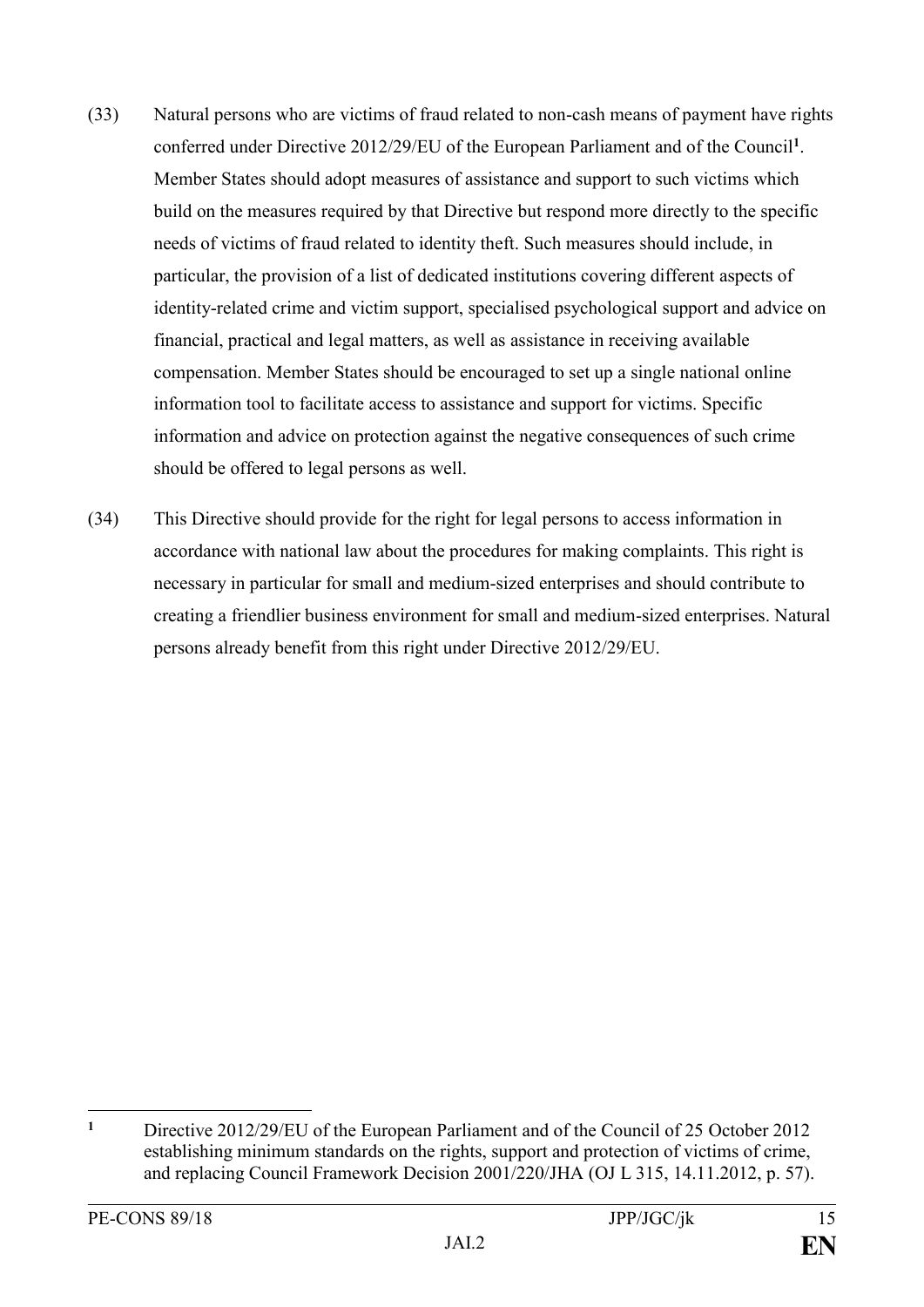(33) Natural persons who are victims of fraud related to non-cash means of payment have rights conferred under Directive 2012/29/EU of the European Parliament and of the Council[1]. Member States should adopt measures of assistance and support to such victims which build on the measures required by that Directive but respond more directly to the specific needs of victims of fraud related to identity theft. Such measures should include, in particular, the provision of a list of dedicated institutions covering different aspects of identity-related crime and victim support, specialised psychological support and advice on financial, practical and legal matters, as well as assistance in receiving available compensation. Member States should be encouraged to set up a single national online information tool to facilitate access to assistance and support for victims. Specific information and advice on protection against the negative consequences of such crime should be offered to legal persons as well.

(34) This Directive should provide for the right for legal persons to access information in accordance with national law about the procedures for making complaints. This right is necessary in particular for small and medium-sized enterprises and should contribute to creating a friendlier business environment for small and medium-sized enterprises. Natural persons already benefit from this right under Directive 2012/29/EU.

---

[1] Directive 2012/29/EU of the European Parliament and of the Council of 25 October 2012 establishing minimum standards on the rights, support and protection of victims of crime, and replacing Council Framework Decision 2001/220/JHA (OJ L 315, 14.11.2012, p. 57).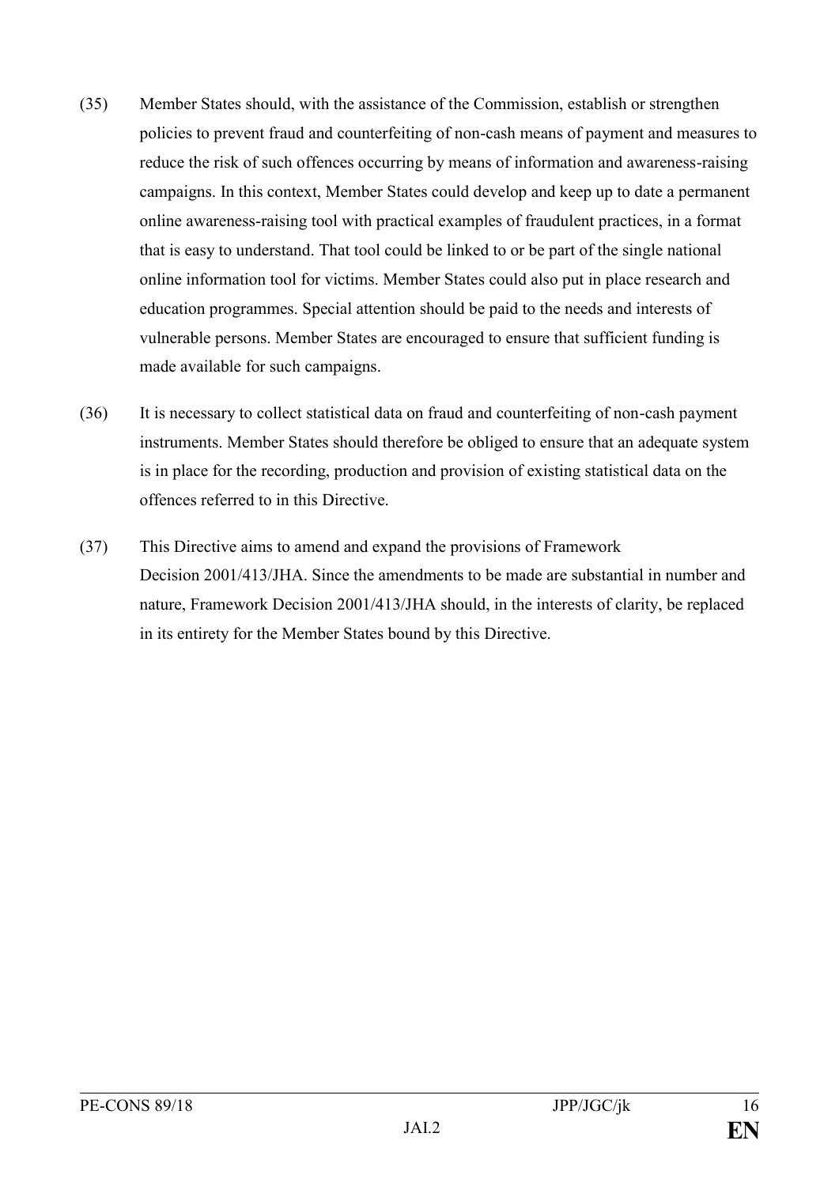(35) Member States should, with the assistance of the Commission, establish or strengthen policies to prevent fraud and counterfeiting of non-cash means of payment and measures to reduce the risk of such offences occurring by means of information and awareness-raising campaigns. In this context, Member States could develop and keep up to date a permanent online awareness-raising tool with practical examples of fraudulent practices, in a format that is easy to understand. That tool could be linked to or be part of the single national online information tool for victims. Member States could also put in place research and education programmes. Special attention should be paid to the needs and interests of vulnerable persons. Member States are encouraged to ensure that sufficient funding is made available for such campaigns.

(36) It is necessary to collect statistical data on fraud and counterfeiting of non-cash payment instruments. Member States should therefore be obliged to ensure that an adequate system is in place for the recording, production and provision of existing statistical data on the offences referred to in this Directive.

(37) This Directive aims to amend and expand the provisions of Framework Decision 2001/413/JHA. Since the amendments to be made are substantial in number and nature, Framework Decision 2001/413/JHA should, in the interests of clarity, be replaced in its entirety for the Member States bound by this Directive.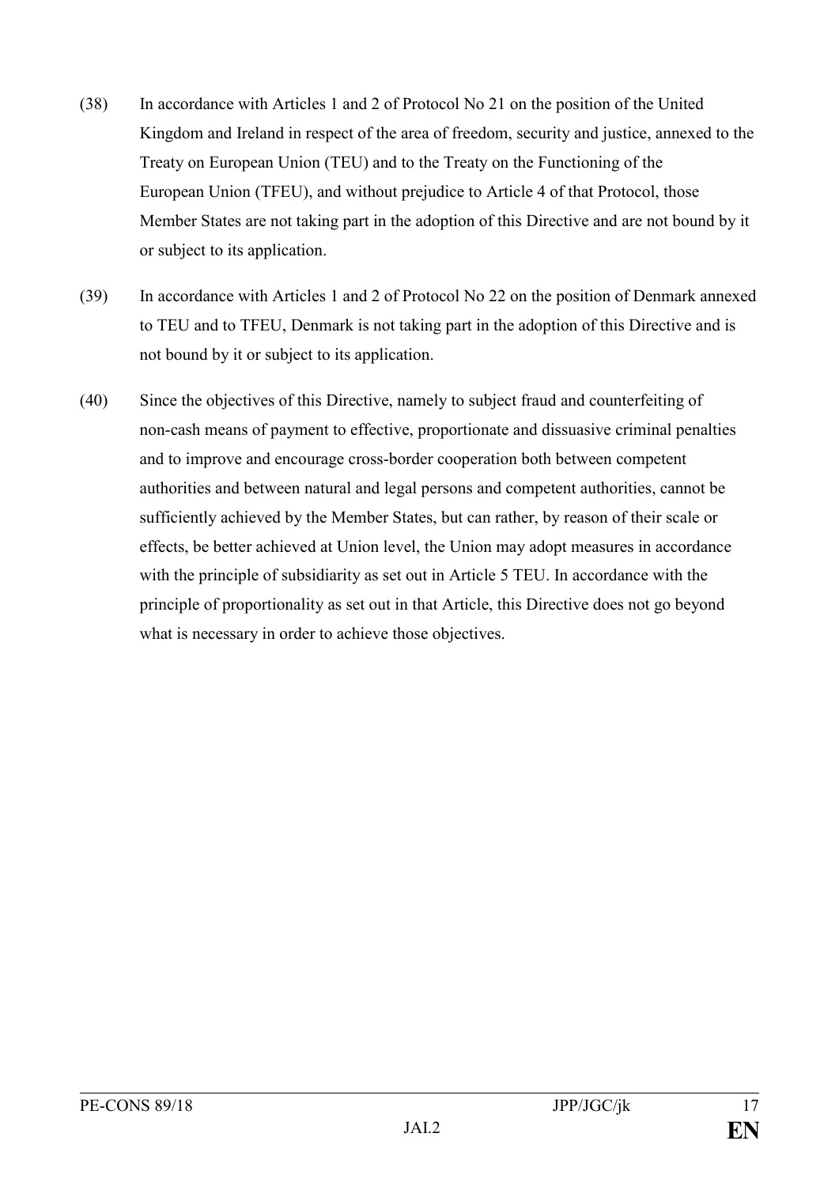(38) In accordance with Articles 1 and 2 of Protocol No 21 on the position of the United Kingdom and Ireland in respect of the area of freedom, security and justice, annexed to the Treaty on European Union (TEU) and to the Treaty on the Functioning of the European Union (TFEU), and without prejudice to Article 4 of that Protocol, those Member States are not taking part in the adoption of this Directive and are not bound by it or subject to its application.

(39) In accordance with Articles 1 and 2 of Protocol No 22 on the position of Denmark annexed to TEU and to TFEU, Denmark is not taking part in the adoption of this Directive and is not bound by it or subject to its application.

(40) Since the objectives of this Directive, namely to subject fraud and counterfeiting of non-cash means of payment to effective, proportionate and dissuasive criminal penalties and to improve and encourage cross-border cooperation both between competent authorities and between natural and legal persons and competent authorities, cannot be sufficiently achieved by the Member States, but can rather, by reason of their scale or effects, be better achieved at Union level, the Union may adopt measures in accordance with the principle of subsidiarity as set out in Article 5 TEU. In accordance with the principle of proportionality as set out in that Article, this Directive does not go beyond what is necessary in order to achieve those objectives.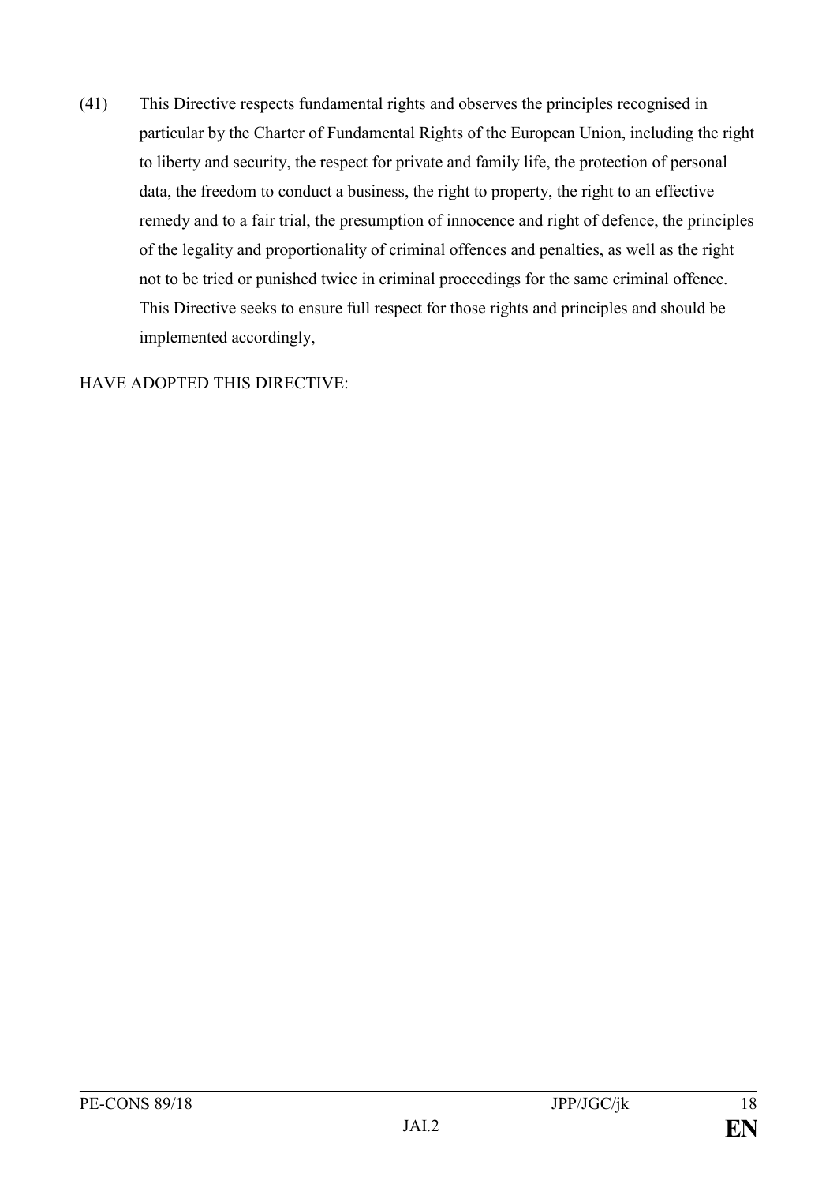(41) This Directive respects fundamental rights and observes the principles recognised in particular by the Charter of Fundamental Rights of the European Union, including the right to liberty and security, the respect for private and family life, the protection of personal data, the freedom to conduct a business, the right to property, the right to an effective remedy and to a fair trial, the presumption of innocence and right of defence, the principles of the legality and proportionality of criminal offences and penalties, as well as the right not to be tried or punished twice in criminal proceedings for the same criminal offence. This Directive seeks to ensure full respect for those rights and principles and should be implemented accordingly,

HAVE ADOPTED THIS DIRECTIVE: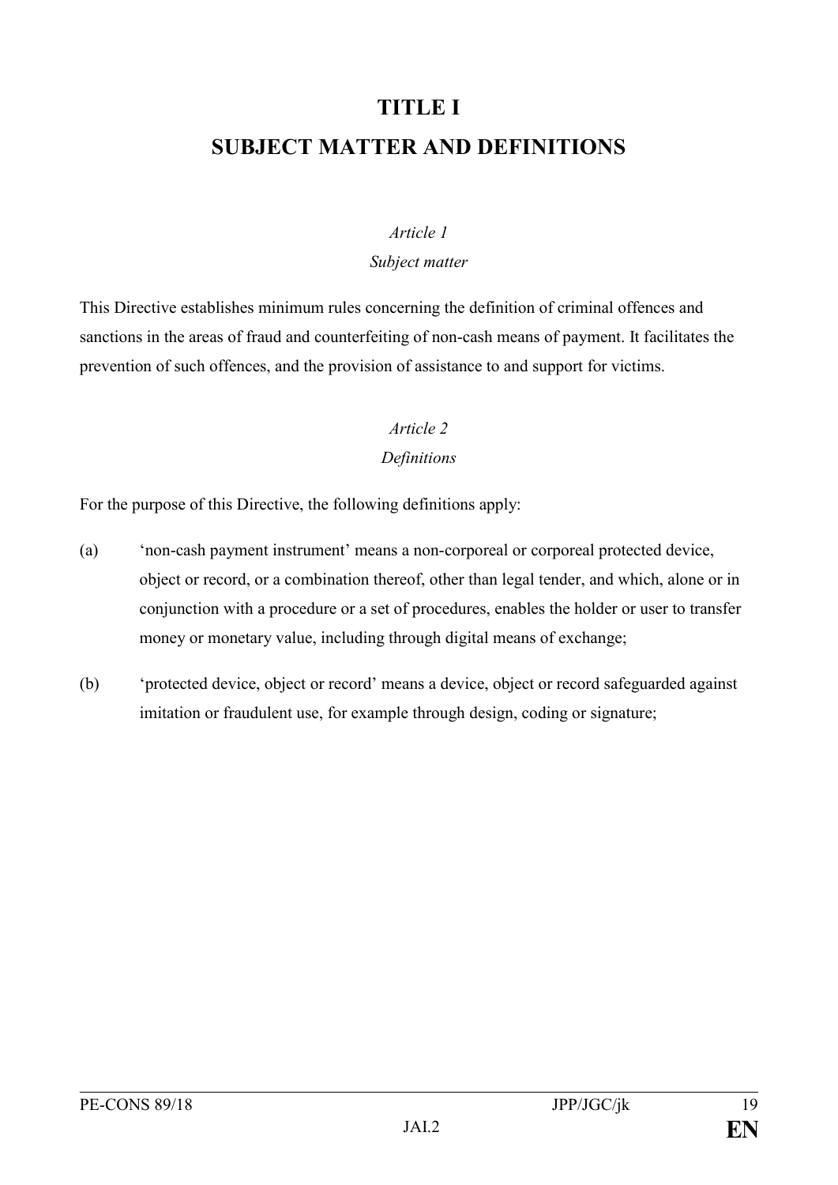# TITLE I

# SUBJECT MATTER AND DEFINITIONS

*Article 1*

*Subject matter*

This Directive establishes minimum rules concerning the definition of criminal offences and sanctions in the areas of fraud and counterfeiting of non-cash means of payment. It facilitates the prevention of such offences, and the provision of assistance to and support for victims.

*Article 2*

*Definitions*

For the purpose of this Directive, the following definitions apply:

(a) 'non-cash payment instrument' means a non-corporeal or corporeal protected device, object or record, or a combination thereof, other than legal tender, and which, alone or in conjunction with a procedure or a set of procedures, enables the holder or user to transfer money or monetary value, including through digital means of exchange;

(b) 'protected device, object or record' means a device, object or record safeguarded against imitation or fraudulent use, for example through design, coding or signature;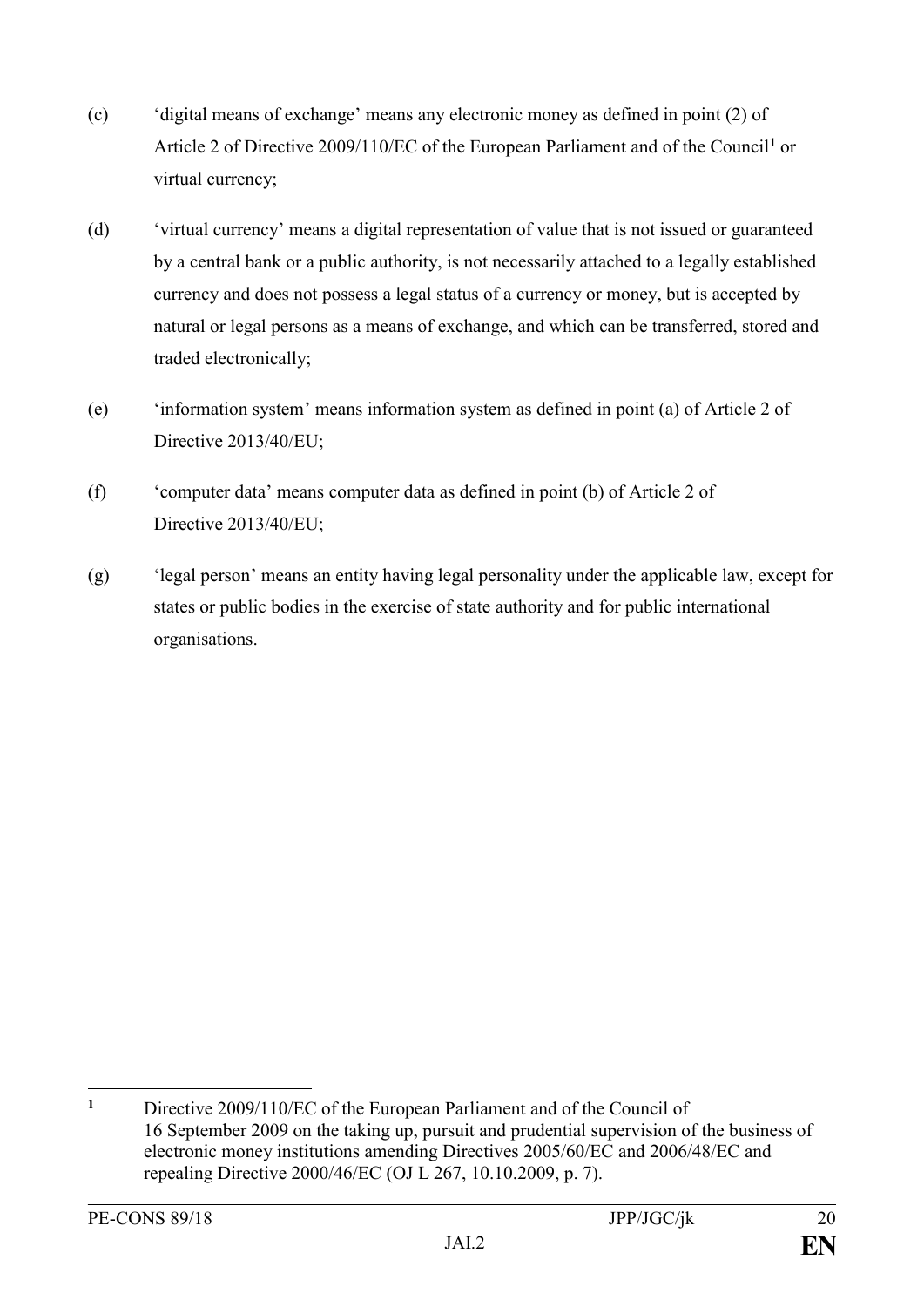(c) 'digital means of exchange' means any electronic money as defined in point (2) of Article 2 of Directive 2009/110/EC of the European Parliament and of the Council[1] or virtual currency;

(d) 'virtual currency' means a digital representation of value that is not issued or guaranteed by a central bank or a public authority, is not necessarily attached to a legally established currency and does not possess a legal status of a currency or money, but is accepted by natural or legal persons as a means of exchange, and which can be transferred, stored and traded electronically;

(e) 'information system' means information system as defined in point (a) of Article 2 of Directive 2013/40/EU;

(f) 'computer data' means computer data as defined in point (b) of Article 2 of Directive 2013/40/EU;

(g) 'legal person' means an entity having legal personality under the applicable law, except for states or public bodies in the exercise of state authority and for public international organisations.

---

[1] Directive 2009/110/EC of the European Parliament and of the Council of 16 September 2009 on the taking up, pursuit and prudential supervision of the business of electronic money institutions amending Directives 2005/60/EC and 2006/48/EC and repealing Directive 2000/46/EC (OJ L 267, 10.10.2009, p. 7).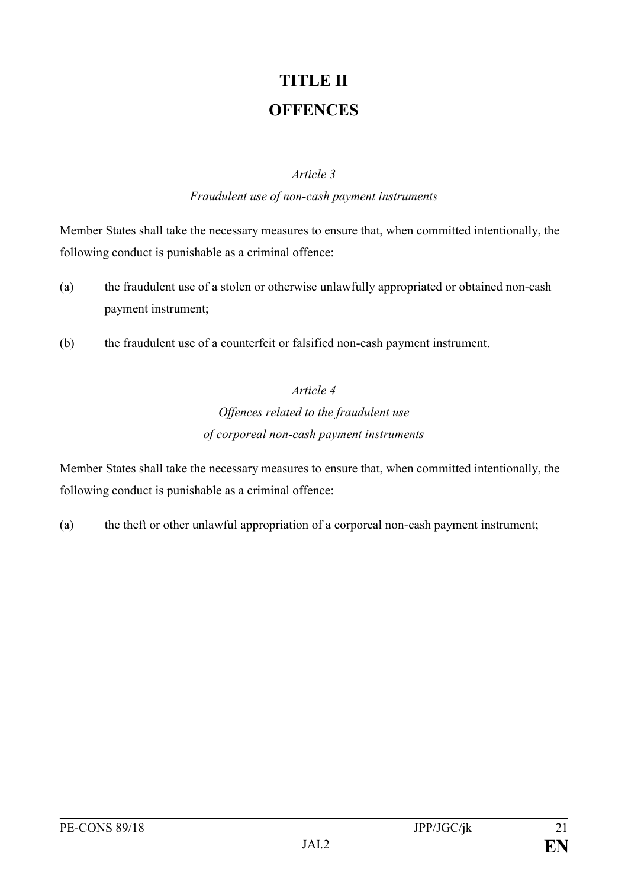# TITLE II
# OFFENCES

*Article 3*

*Fraudulent use of non-cash payment instruments*

Member States shall take the necessary measures to ensure that, when committed intentionally, the following conduct is punishable as a criminal offence:

(a) the fraudulent use of a stolen or otherwise unlawfully appropriated or obtained non-cash payment instrument;

(b) the fraudulent use of a counterfeit or falsified non-cash payment instrument.

*Article 4*

*Offences related to the fraudulent use of corporeal non-cash payment instruments*

Member States shall take the necessary measures to ensure that, when committed intentionally, the following conduct is punishable as a criminal offence:

(a) the theft or other unlawful appropriation of a corporeal non-cash payment instrument;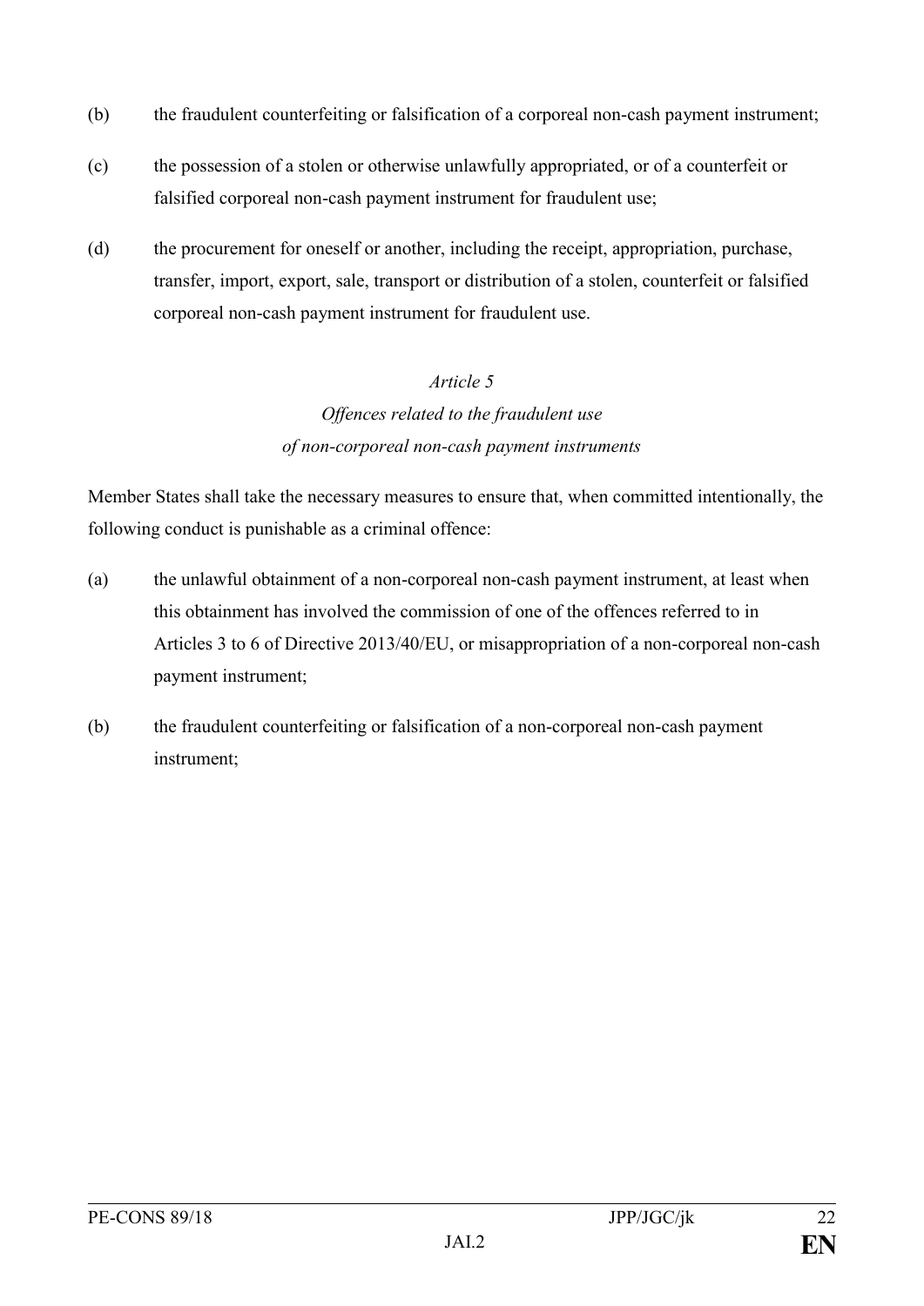(b) the fraudulent counterfeiting or falsification of a corporeal non-cash payment instrument;

(c) the possession of a stolen or otherwise unlawfully appropriated, or of a counterfeit or falsified corporeal non-cash payment instrument for fraudulent use;

(d) the procurement for oneself or another, including the receipt, appropriation, purchase, transfer, import, export, sale, transport or distribution of a stolen, counterfeit or falsified corporeal non-cash payment instrument for fraudulent use.

### *Article 5*
### *Offences related to the fraudulent use of non-corporeal non-cash payment instruments*

Member States shall take the necessary measures to ensure that, when committed intentionally, the following conduct is punishable as a criminal offence:

(a) the unlawful obtainment of a non-corporeal non-cash payment instrument, at least when this obtainment has involved the commission of one of the offences referred to in Articles 3 to 6 of Directive 2013/40/EU, or misappropriation of a non-corporeal non-cash payment instrument;

(b) the fraudulent counterfeiting or falsification of a non-corporeal non-cash payment instrument;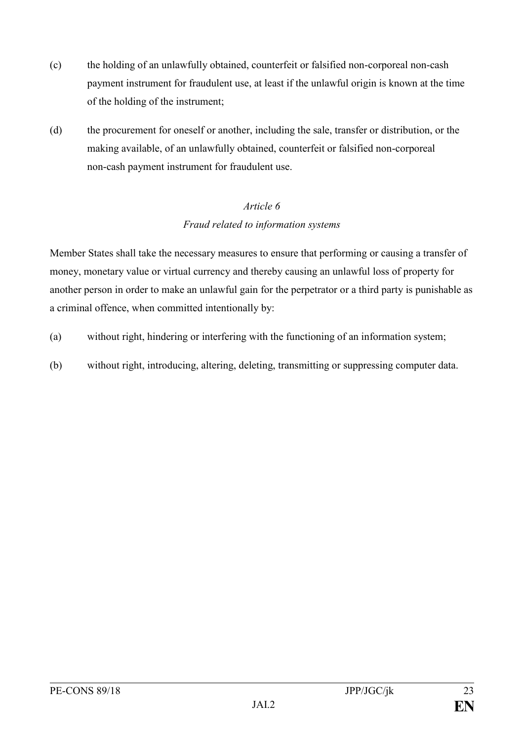(c) the holding of an unlawfully obtained, counterfeit or falsified non-corporeal non-cash payment instrument for fraudulent use, at least if the unlawful origin is known at the time of the holding of the instrument;

(d) the procurement for oneself or another, including the sale, transfer or distribution, or the making available, of an unlawfully obtained, counterfeit or falsified non-corporeal non-cash payment instrument for fraudulent use.

### *Article 6*
### *Fraud related to information systems*

Member States shall take the necessary measures to ensure that performing or causing a transfer of money, monetary value or virtual currency and thereby causing an unlawful loss of property for another person in order to make an unlawful gain for the perpetrator or a third party is punishable as a criminal offence, when committed intentionally by:

(a) without right, hindering or interfering with the functioning of an information system;

(b) without right, introducing, altering, deleting, transmitting or suppressing computer data.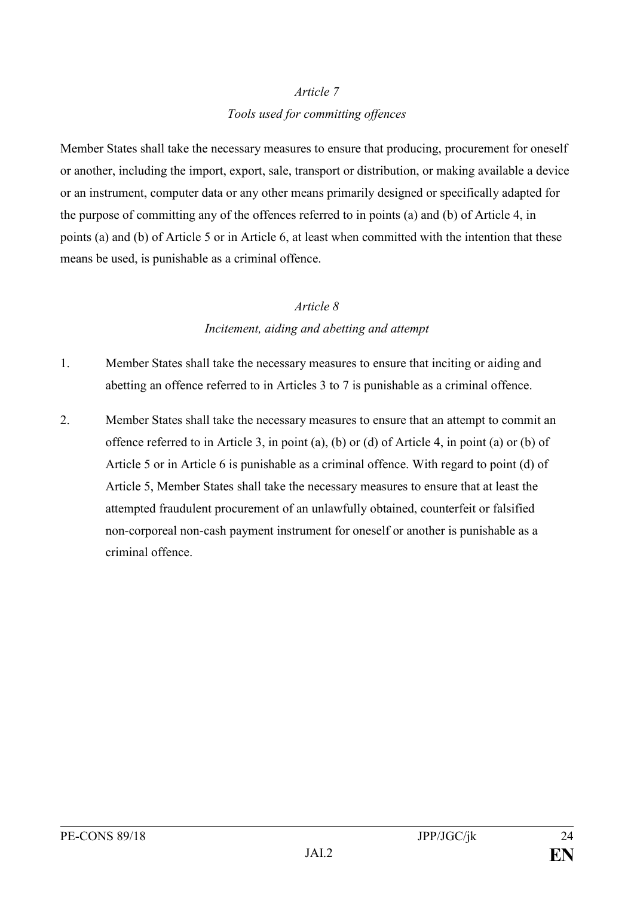*Article 7*

*Tools used for committing offences*

Member States shall take the necessary measures to ensure that producing, procurement for oneself or another, including the import, export, sale, transport or distribution, or making available a device or an instrument, computer data or any other means primarily designed or specifically adapted for the purpose of committing any of the offences referred to in points (a) and (b) of Article 4, in points (a) and (b) of Article 5 or in Article 6, at least when committed with the intention that these means be used, is punishable as a criminal offence.

*Article 8*

*Incitement, aiding and abetting and attempt*

1. Member States shall take the necessary measures to ensure that inciting or aiding and abetting an offence referred to in Articles 3 to 7 is punishable as a criminal offence.

2. Member States shall take the necessary measures to ensure that an attempt to commit an offence referred to in Article 3, in point (a), (b) or (d) of Article 4, in point (a) or (b) of Article 5 or in Article 6 is punishable as a criminal offence. With regard to point (d) of Article 5, Member States shall take the necessary measures to ensure that at least the attempted fraudulent procurement of an unlawfully obtained, counterfeit or falsified non-corporeal non-cash payment instrument for oneself or another is punishable as a criminal offence.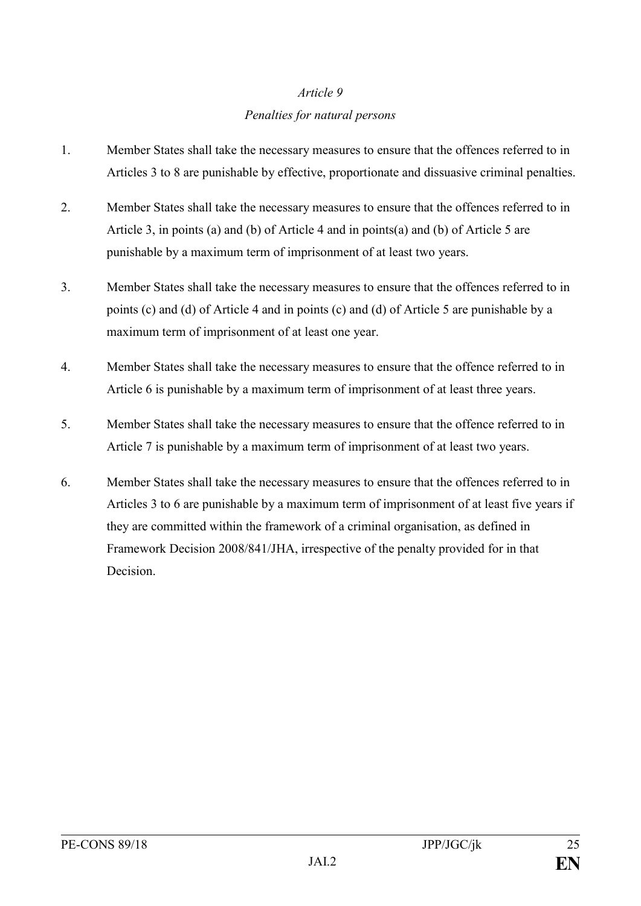*Article 9*

*Penalties for natural persons*

1. Member States shall take the necessary measures to ensure that the offences referred to in Articles 3 to 8 are punishable by effective, proportionate and dissuasive criminal penalties.

2. Member States shall take the necessary measures to ensure that the offences referred to in Article 3, in points (a) and (b) of Article 4 and in points(a) and (b) of Article 5 are punishable by a maximum term of imprisonment of at least two years.

3. Member States shall take the necessary measures to ensure that the offences referred to in points (c) and (d) of Article 4 and in points (c) and (d) of Article 5 are punishable by a maximum term of imprisonment of at least one year.

4. Member States shall take the necessary measures to ensure that the offence referred to in Article 6 is punishable by a maximum term of imprisonment of at least three years.

5. Member States shall take the necessary measures to ensure that the offence referred to in Article 7 is punishable by a maximum term of imprisonment of at least two years.

6. Member States shall take the necessary measures to ensure that the offences referred to in Articles 3 to 6 are punishable by a maximum term of imprisonment of at least five years if they are committed within the framework of a criminal organisation, as defined in Framework Decision 2008/841/JHA, irrespective of the penalty provided for in that Decision.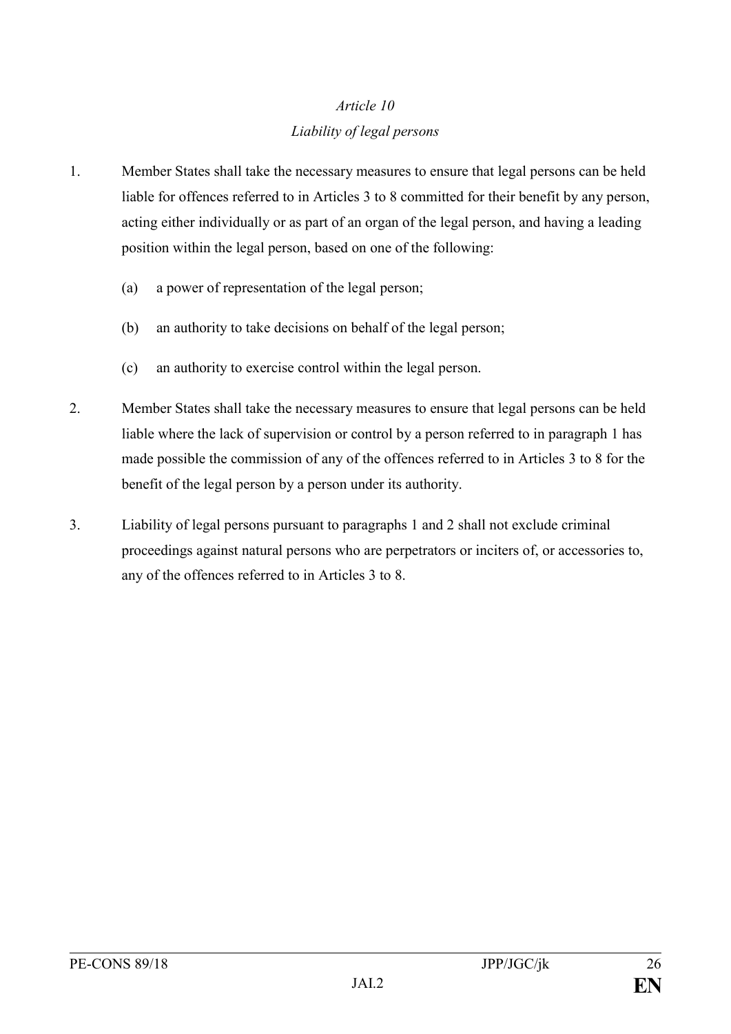*Article 10*

*Liability of legal persons*

1. Member States shall take the necessary measures to ensure that legal persons can be held liable for offences referred to in Articles 3 to 8 committed for their benefit by any person, acting either individually or as part of an organ of the legal person, and having a leading position within the legal person, based on one of the following:

   (a) a power of representation of the legal person;

   (b) an authority to take decisions on behalf of the legal person;

   (c) an authority to exercise control within the legal person.

2. Member States shall take the necessary measures to ensure that legal persons can be held liable where the lack of supervision or control by a person referred to in paragraph 1 has made possible the commission of any of the offences referred to in Articles 3 to 8 for the benefit of the legal person by a person under its authority.

3. Liability of legal persons pursuant to paragraphs 1 and 2 shall not exclude criminal proceedings against natural persons who are perpetrators or inciters of, or accessories to, any of the offences referred to in Articles 3 to 8.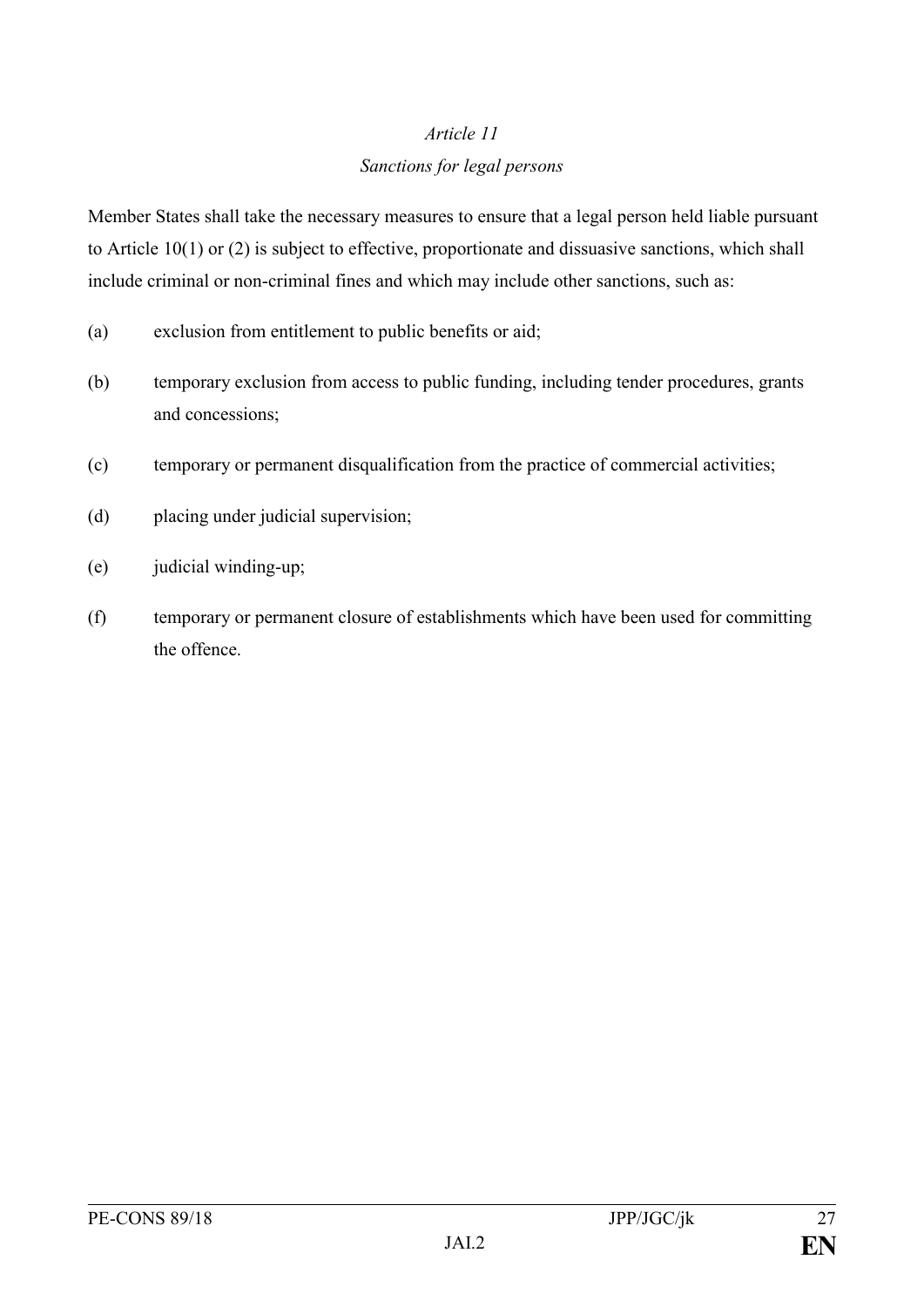*Article 11*

*Sanctions for legal persons*

Member States shall take the necessary measures to ensure that a legal person held liable pursuant to Article 10(1) or (2) is subject to effective, proportionate and dissuasive sanctions, which shall include criminal or non-criminal fines and which may include other sanctions, such as:

(a) exclusion from entitlement to public benefits or aid;

(b) temporary exclusion from access to public funding, including tender procedures, grants and concessions;

(c) temporary or permanent disqualification from the practice of commercial activities;

(d) placing under judicial supervision;

(e) judicial winding-up;

(f) temporary or permanent closure of establishments which have been used for committing the offence.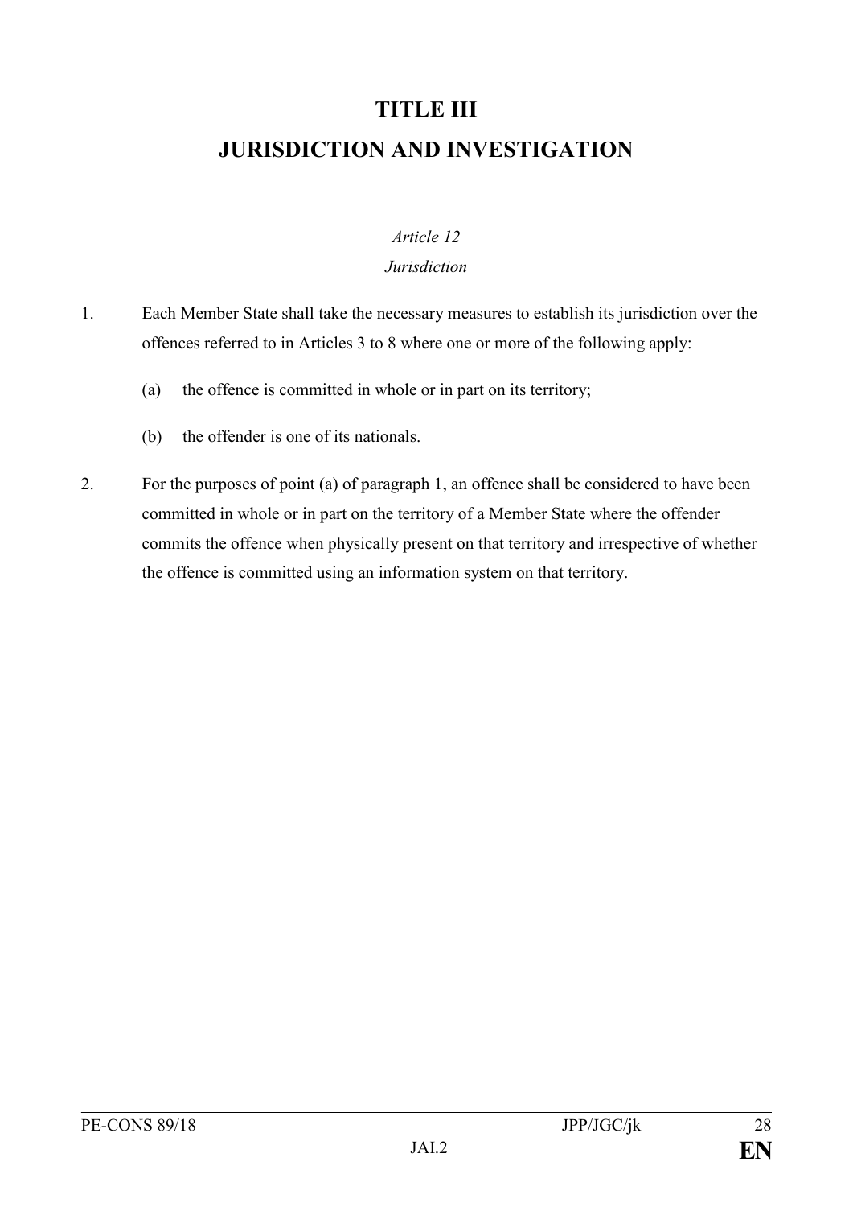# TITLE III

# JURISDICTION AND INVESTIGATION

*Article 12*

*Jurisdiction*

1. Each Member State shall take the necessary measures to establish its jurisdiction over the offences referred to in Articles 3 to 8 where one or more of the following apply:

   (a) the offence is committed in whole or in part on its territory;

   (b) the offender is one of its nationals.

2. For the purposes of point (a) of paragraph 1, an offence shall be considered to have been committed in whole or in part on the territory of a Member State where the offender commits the offence when physically present on that territory and irrespective of whether the offence is committed using an information system on that territory.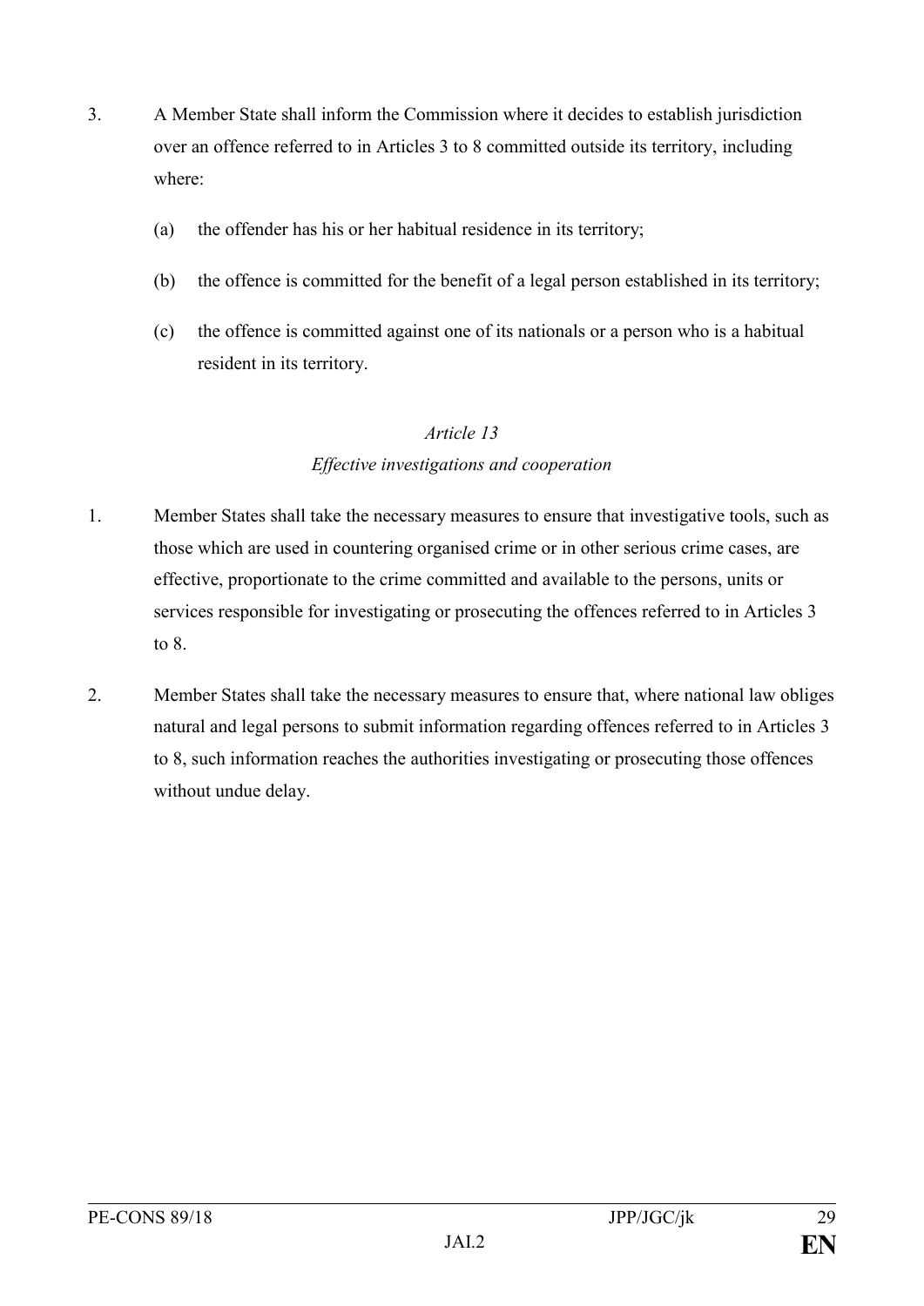3. A Member State shall inform the Commission where it decides to establish jurisdiction over an offence referred to in Articles 3 to 8 committed outside its territory, including where:

   (a) the offender has his or her habitual residence in its territory;

   (b) the offence is committed for the benefit of a legal person established in its territory;

   (c) the offence is committed against one of its nationals or a person who is a habitual resident in its territory.

*Article 13*

*Effective investigations and cooperation*

1. Member States shall take the necessary measures to ensure that investigative tools, such as those which are used in countering organised crime or in other serious crime cases, are effective, proportionate to the crime committed and available to the persons, units or services responsible for investigating or prosecuting the offences referred to in Articles 3 to 8.

2. Member States shall take the necessary measures to ensure that, where national law obliges natural and legal persons to submit information regarding offences referred to in Articles 3 to 8, such information reaches the authorities investigating or prosecuting those offences without undue delay.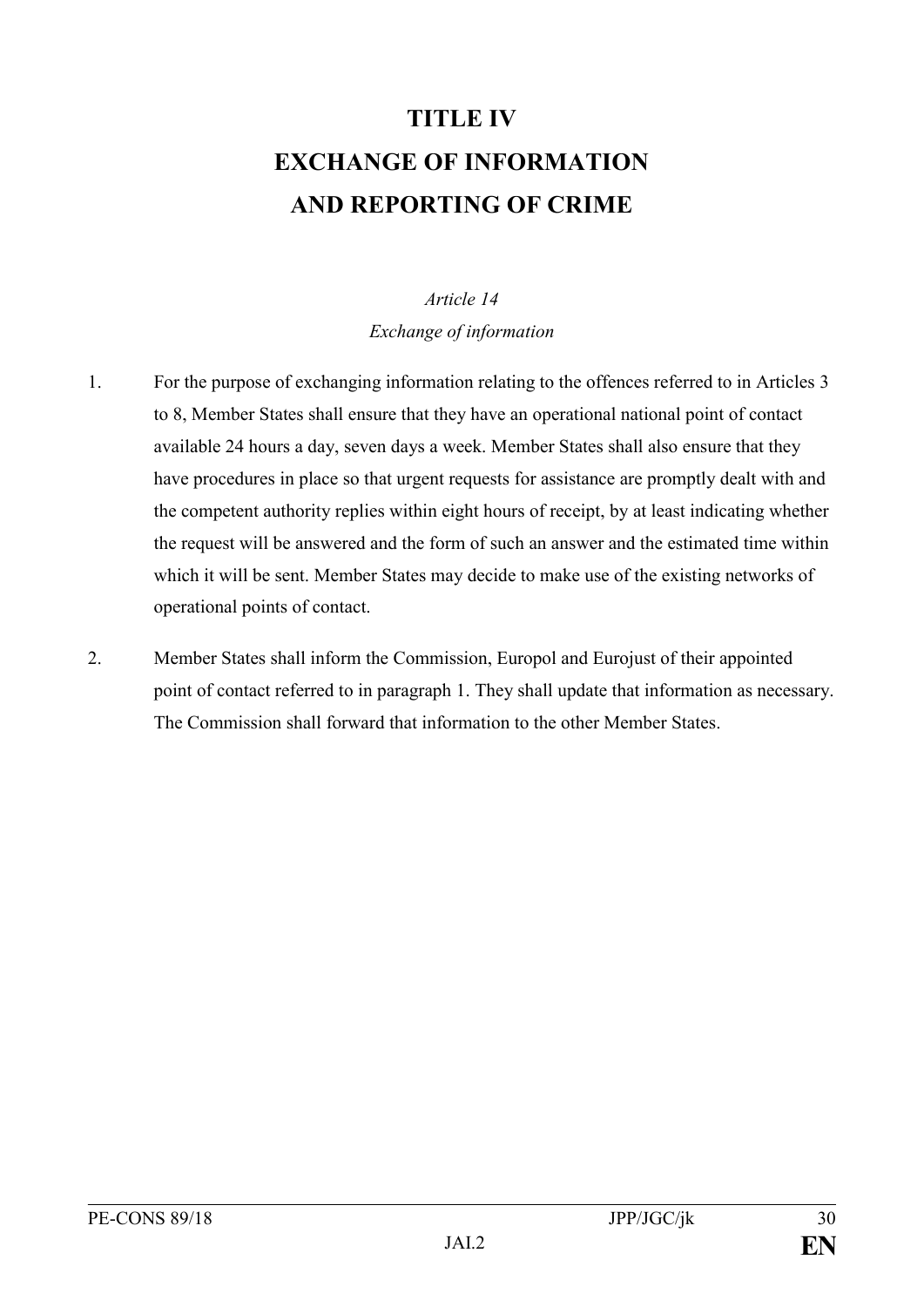# TITLE IV
# EXCHANGE OF INFORMATION
# AND REPORTING OF CRIME

*Article 14*

*Exchange of information*

1. For the purpose of exchanging information relating to the offences referred to in Articles 3 to 8, Member States shall ensure that they have an operational national point of contact available 24 hours a day, seven days a week. Member States shall also ensure that they have procedures in place so that urgent requests for assistance are promptly dealt with and the competent authority replies within eight hours of receipt, by at least indicating whether the request will be answered and the form of such an answer and the estimated time within which it will be sent. Member States may decide to make use of the existing networks of operational points of contact.

2. Member States shall inform the Commission, Europol and Eurojust of their appointed point of contact referred to in paragraph 1. They shall update that information as necessary. The Commission shall forward that information to the other Member States.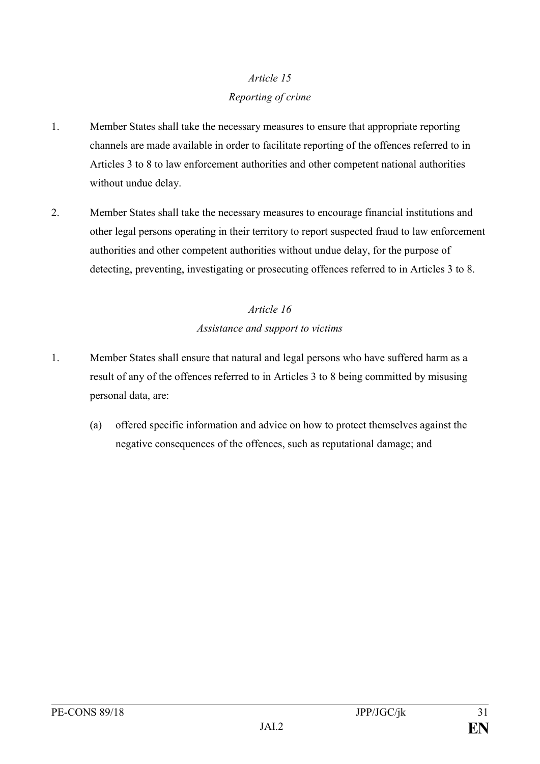*Article 15*

*Reporting of crime*

1. Member States shall take the necessary measures to ensure that appropriate reporting channels are made available in order to facilitate reporting of the offences referred to in Articles 3 to 8 to law enforcement authorities and other competent national authorities without undue delay.

2. Member States shall take the necessary measures to encourage financial institutions and other legal persons operating in their territory to report suspected fraud to law enforcement authorities and other competent authorities without undue delay, for the purpose of detecting, preventing, investigating or prosecuting offences referred to in Articles 3 to 8.

*Article 16*

*Assistance and support to victims*

1. Member States shall ensure that natural and legal persons who have suffered harm as a result of any of the offences referred to in Articles 3 to 8 being committed by misusing personal data, are:

   (a) offered specific information and advice on how to protect themselves against the negative consequences of the offences, such as reputational damage; and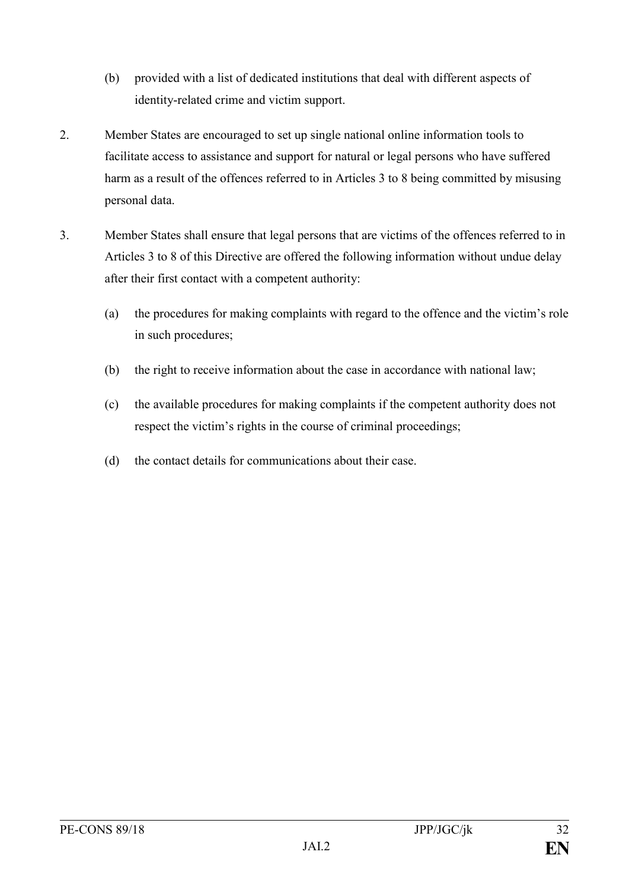(b) provided with a list of dedicated institutions that deal with different aspects of identity-related crime and victim support.

2. Member States are encouraged to set up single national online information tools to facilitate access to assistance and support for natural or legal persons who have suffered harm as a result of the offences referred to in Articles 3 to 8 being committed by misusing personal data.

3. Member States shall ensure that legal persons that are victims of the offences referred to in Articles 3 to 8 of this Directive are offered the following information without undue delay after their first contact with a competent authority:

   (a) the procedures for making complaints with regard to the offence and the victim's role in such procedures;

   (b) the right to receive information about the case in accordance with national law;

   (c) the available procedures for making complaints if the competent authority does not respect the victim's rights in the course of criminal proceedings;

   (d) the contact details for communications about their case.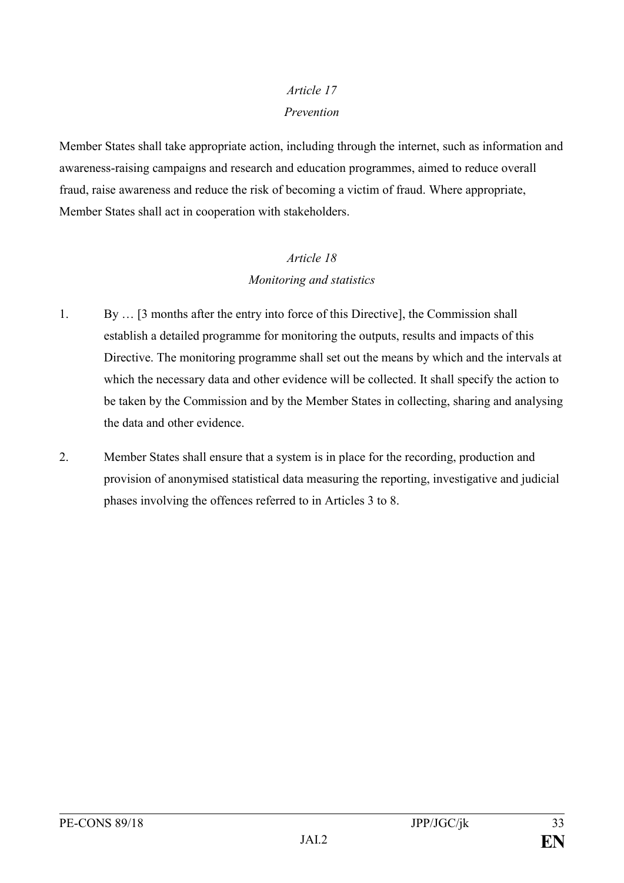*Article 17*

*Prevention*

Member States shall take appropriate action, including through the internet, such as information and awareness-raising campaigns and research and education programmes, aimed to reduce overall fraud, raise awareness and reduce the risk of becoming a victim of fraud. Where appropriate, Member States shall act in cooperation with stakeholders.

*Article 18*

*Monitoring and statistics*

1. By … [3 months after the entry into force of this Directive], the Commission shall establish a detailed programme for monitoring the outputs, results and impacts of this Directive. The monitoring programme shall set out the means by which and the intervals at which the necessary data and other evidence will be collected. It shall specify the action to be taken by the Commission and by the Member States in collecting, sharing and analysing the data and other evidence.

2. Member States shall ensure that a system is in place for the recording, production and provision of anonymised statistical data measuring the reporting, investigative and judicial phases involving the offences referred to in Articles 3 to 8.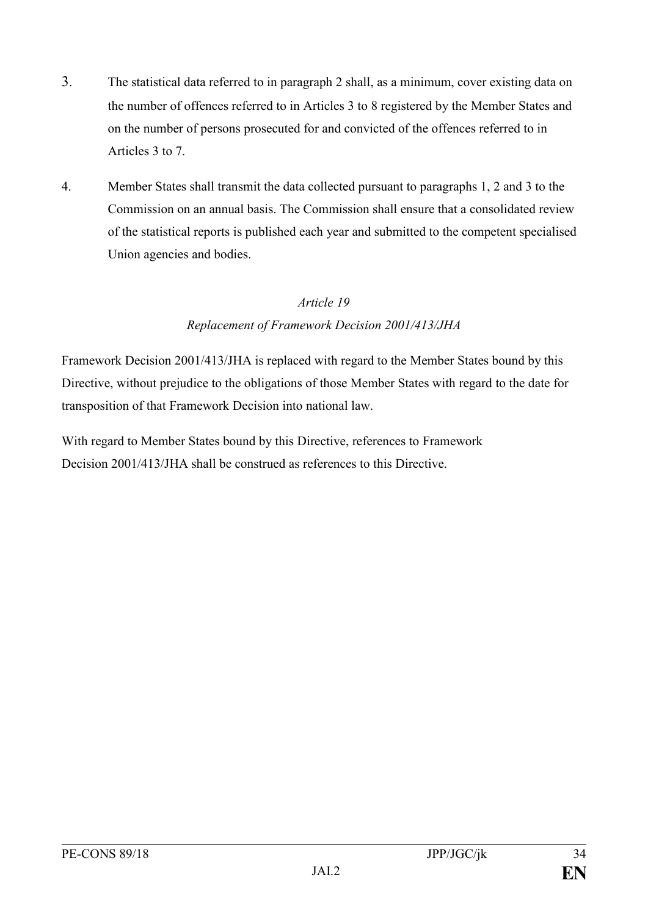3. The statistical data referred to in paragraph 2 shall, as a minimum, cover existing data on the number of offences referred to in Articles 3 to 8 registered by the Member States and on the number of persons prosecuted for and convicted of the offences referred to in Articles 3 to 7.

4. Member States shall transmit the data collected pursuant to paragraphs 1, 2 and 3 to the Commission on an annual basis. The Commission shall ensure that a consolidated review of the statistical reports is published each year and submitted to the competent specialised Union agencies and bodies.

*Article 19*

*Replacement of Framework Decision 2001/413/JHA*

Framework Decision 2001/413/JHA is replaced with regard to the Member States bound by this Directive, without prejudice to the obligations of those Member States with regard to the date for transposition of that Framework Decision into national law.

With regard to Member States bound by this Directive, references to Framework Decision 2001/413/JHA shall be construed as references to this Directive.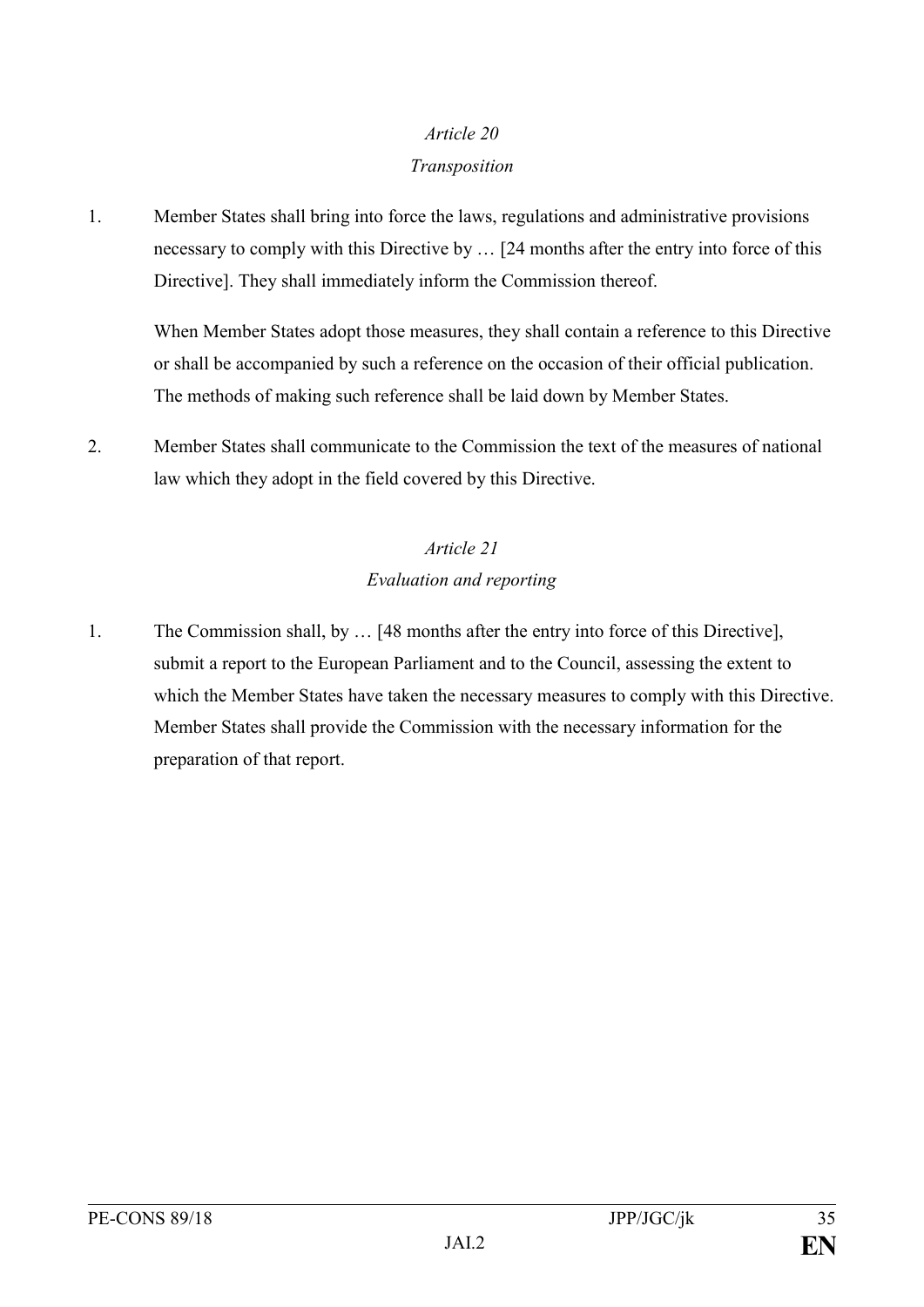*Article 20*

*Transposition*

1. Member States shall bring into force the laws, regulations and administrative provisions necessary to comply with this Directive by … [24 months after the entry into force of this Directive]. They shall immediately inform the Commission thereof.

   When Member States adopt those measures, they shall contain a reference to this Directive or shall be accompanied by such a reference on the occasion of their official publication. The methods of making such reference shall be laid down by Member States.

2. Member States shall communicate to the Commission the text of the measures of national law which they adopt in the field covered by this Directive.

*Article 21*

*Evaluation and reporting*

1. The Commission shall, by … [48 months after the entry into force of this Directive], submit a report to the European Parliament and to the Council, assessing the extent to which the Member States have taken the necessary measures to comply with this Directive. Member States shall provide the Commission with the necessary information for the preparation of that report.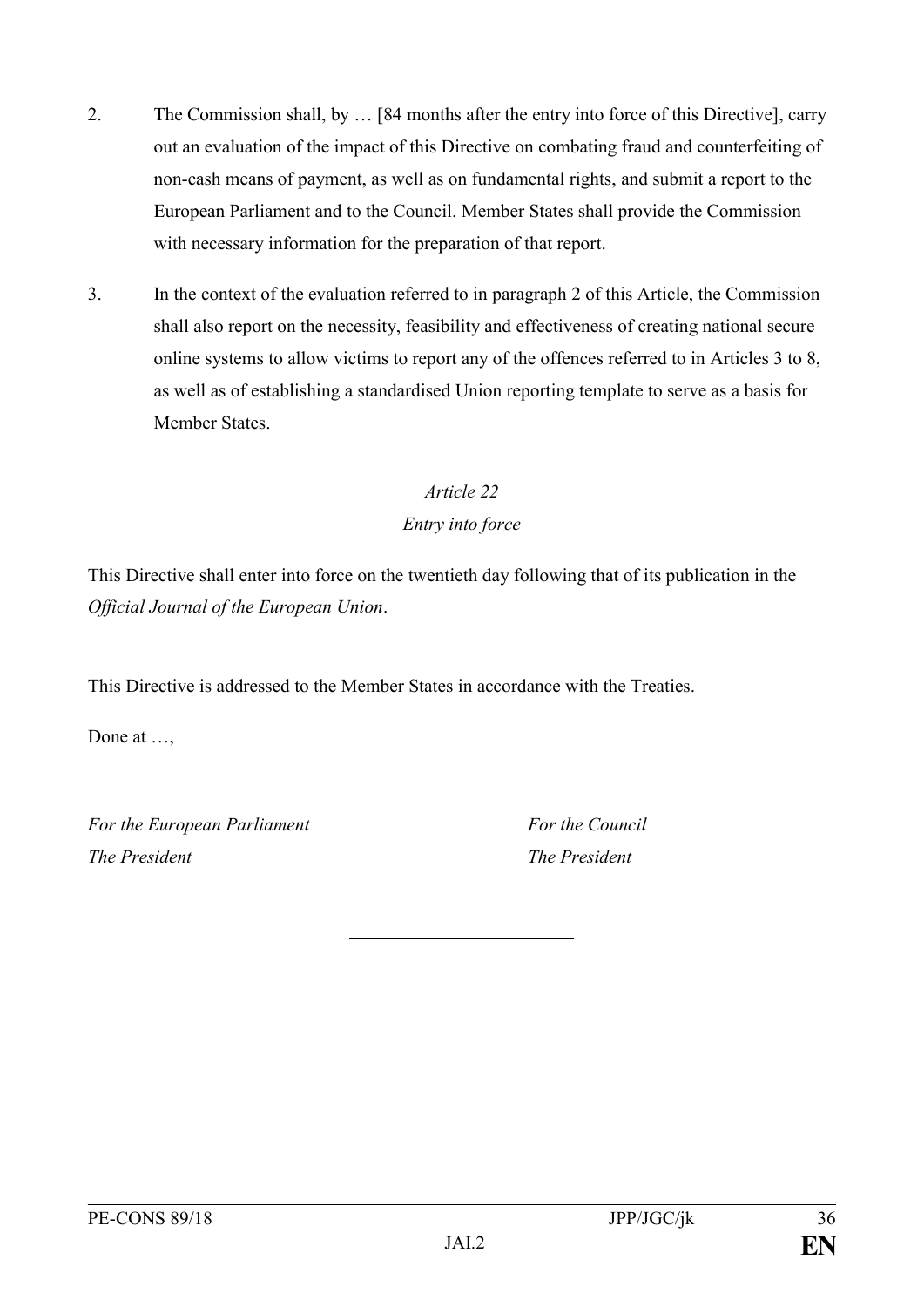2. The Commission shall, by … [84 months after the entry into force of this Directive], carry out an evaluation of the impact of this Directive on combating fraud and counterfeiting of non-cash means of payment, as well as on fundamental rights, and submit a report to the European Parliament and to the Council. Member States shall provide the Commission with necessary information for the preparation of that report.

3. In the context of the evaluation referred to in paragraph 2 of this Article, the Commission shall also report on the necessity, feasibility and effectiveness of creating national secure online systems to allow victims to report any of the offences referred to in Articles 3 to 8, as well as of establishing a standardised Union reporting template to serve as a basis for Member States.

*Article 22*

*Entry into force*

This Directive shall enter into force on the twentieth day following that of its publication in the *Official Journal of the European Union*.

This Directive is addressed to the Member States in accordance with the Treaties.

Done at …,

*For the European Parliament*
*The President*

*For the Council*
*The President*